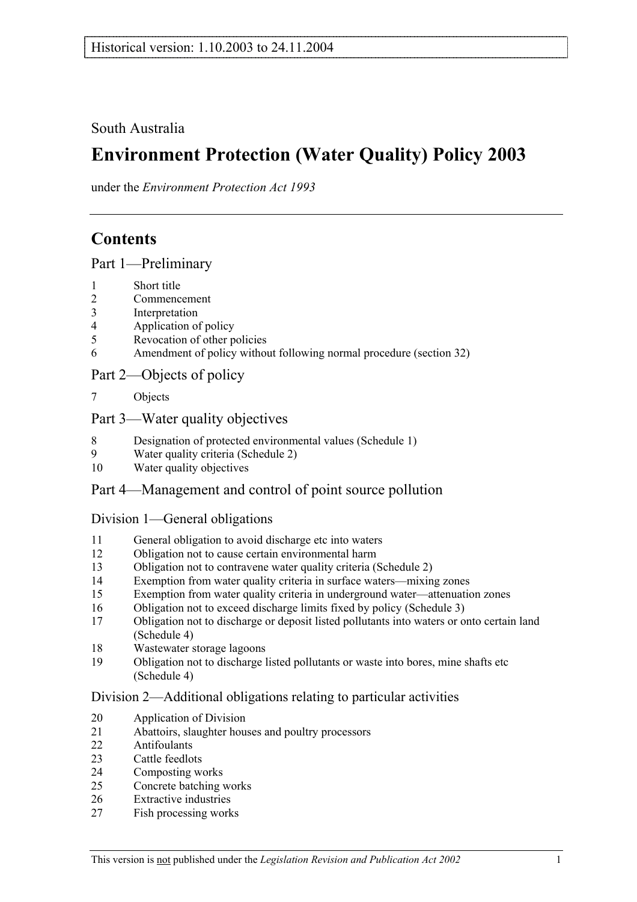Historical version: 1.10.2003 to 24.11.2004

South Australia

# Environment Protection (Water Quality) Policy 2003

under the *Environment Protection Act 1993*

## Contents

### Part 1—Preliminary

1 Short title
2 Commencement
3 Interpretation
4 Application of policy
5 Revocation of other policies
6 Amendment of policy without following normal procedure (section 32)

### Part 2—Objects of policy

7 Objects

### Part 3—Water quality objectives

8 Designation of protected environmental values (Schedule 1)
9 Water quality criteria (Schedule 2)
10 Water quality objectives

### Part 4—Management and control of point source pollution

#### Division 1—General obligations

11 General obligation to avoid discharge etc into waters
12 Obligation not to cause certain environmental harm
13 Obligation not to contravene water quality criteria (Schedule 2)
14 Exemption from water quality criteria in surface waters—mixing zones
15 Exemption from water quality criteria in underground water—attenuation zones
16 Obligation not to exceed discharge limits fixed by policy (Schedule 3)
17 Obligation not to discharge or deposit listed pollutants into waters or onto certain land (Schedule 4)
18 Wastewater storage lagoons
19 Obligation not to discharge listed pollutants or waste into bores, mine shafts etc (Schedule 4)

#### Division 2—Additional obligations relating to particular activities

20 Application of Division
21 Abattoirs, slaughter houses and poultry processors
22 Antifoulants
23 Cattle feedlots
24 Composting works
25 Concrete batching works
26 Extractive industries
27 Fish processing works

This version is not published under the *Legislation Revision and Publication Act 2002*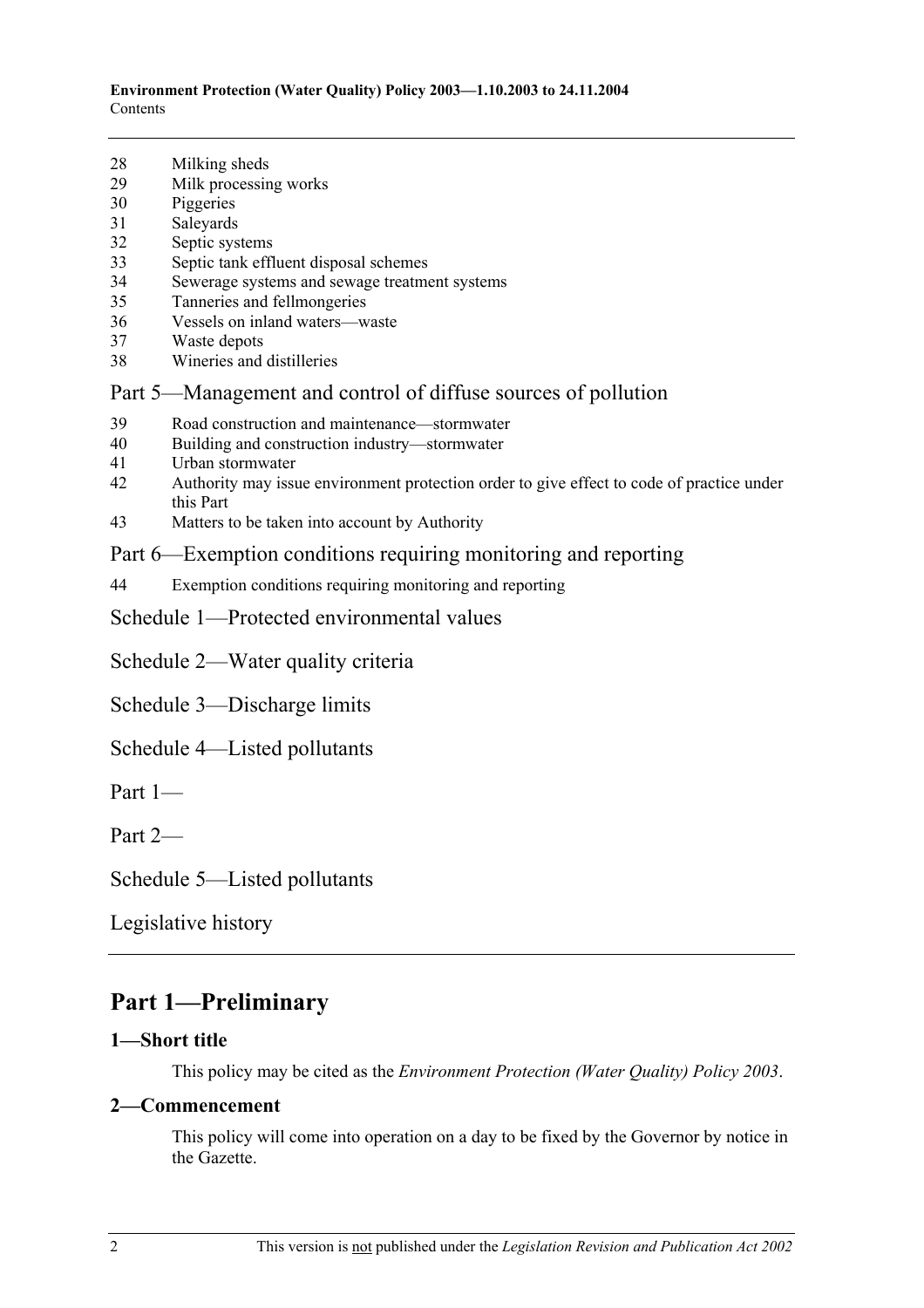28 Milking sheds
29 Milk processing works
30 Piggeries
31 Saleyards
32 Septic systems
33 Septic tank effluent disposal schemes
34 Sewerage systems and sewage treatment systems
35 Tanneries and fellmongeries
36 Vessels on inland waters—waste
37 Waste depots
38 Wineries and distilleries

Part 5—Management and control of diffuse sources of pollution

39 Road construction and maintenance—stormwater
40 Building and construction industry—stormwater
41 Urban stormwater
42 Authority may issue environment protection order to give effect to code of practice under this Part
43 Matters to be taken into account by Authority

Part 6—Exemption conditions requiring monitoring and reporting

44 Exemption conditions requiring monitoring and reporting

Schedule 1—Protected environmental values

Schedule 2—Water quality criteria

Schedule 3—Discharge limits

Schedule 4—Listed pollutants

Part 1—

Part 2—

Schedule 5—Listed pollutants

Legislative history

# Part 1—Preliminary

## 1—Short title

This policy may be cited as the *Environment Protection (Water Quality) Policy 2003*.

## 2—Commencement

This policy will come into operation on a day to be fixed by the Governor by notice in the Gazette.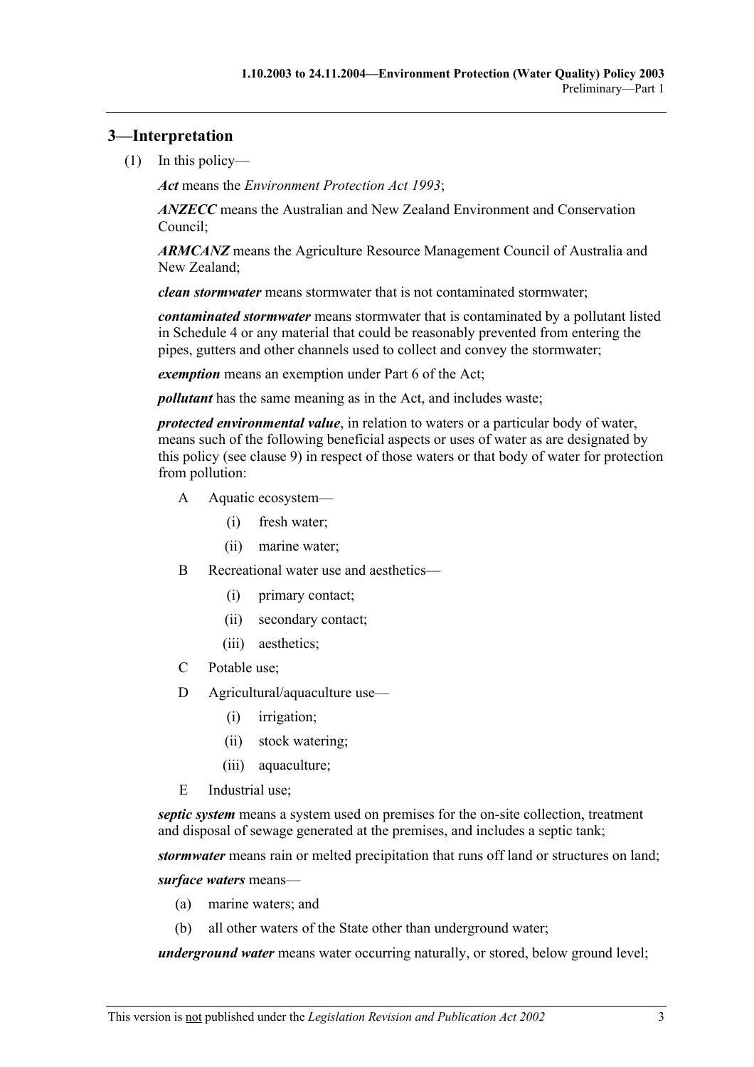## 3—Interpretation

(1) In this policy—

***Act*** means the *Environment Protection Act 1993*;

***ANZECC*** means the Australian and New Zealand Environment and Conservation Council;

***ARMCANZ*** means the Agriculture Resource Management Council of Australia and New Zealand;

***clean stormwater*** means stormwater that is not contaminated stormwater;

***contaminated stormwater*** means stormwater that is contaminated by a pollutant listed in Schedule 4 or any material that could be reasonably prevented from entering the pipes, gutters and other channels used to collect and convey the stormwater;

***exemption*** means an exemption under Part 6 of the Act;

***pollutant*** has the same meaning as in the Act, and includes waste;

***protected environmental value***, in relation to waters or a particular body of water, means such of the following beneficial aspects or uses of water as are designated by this policy (see clause 9) in respect of those waters or that body of water for protection from pollution:

- A Aquatic ecosystem—
  - (i) fresh water;
  - (ii) marine water;
- B Recreational water use and aesthetics—
  - (i) primary contact;
  - (ii) secondary contact;
  - (iii) aesthetics;
- C Potable use;
- D Agricultural/aquaculture use—
  - (i) irrigation;
  - (ii) stock watering;
  - (iii) aquaculture;
- E Industrial use;

***septic system*** means a system used on premises for the on-site collection, treatment and disposal of sewage generated at the premises, and includes a septic tank;

***stormwater*** means rain or melted precipitation that runs off land or structures on land;

***surface waters*** means—

- (a) marine waters; and
- (b) all other waters of the State other than underground water;

***underground water*** means water occurring naturally, or stored, below ground level;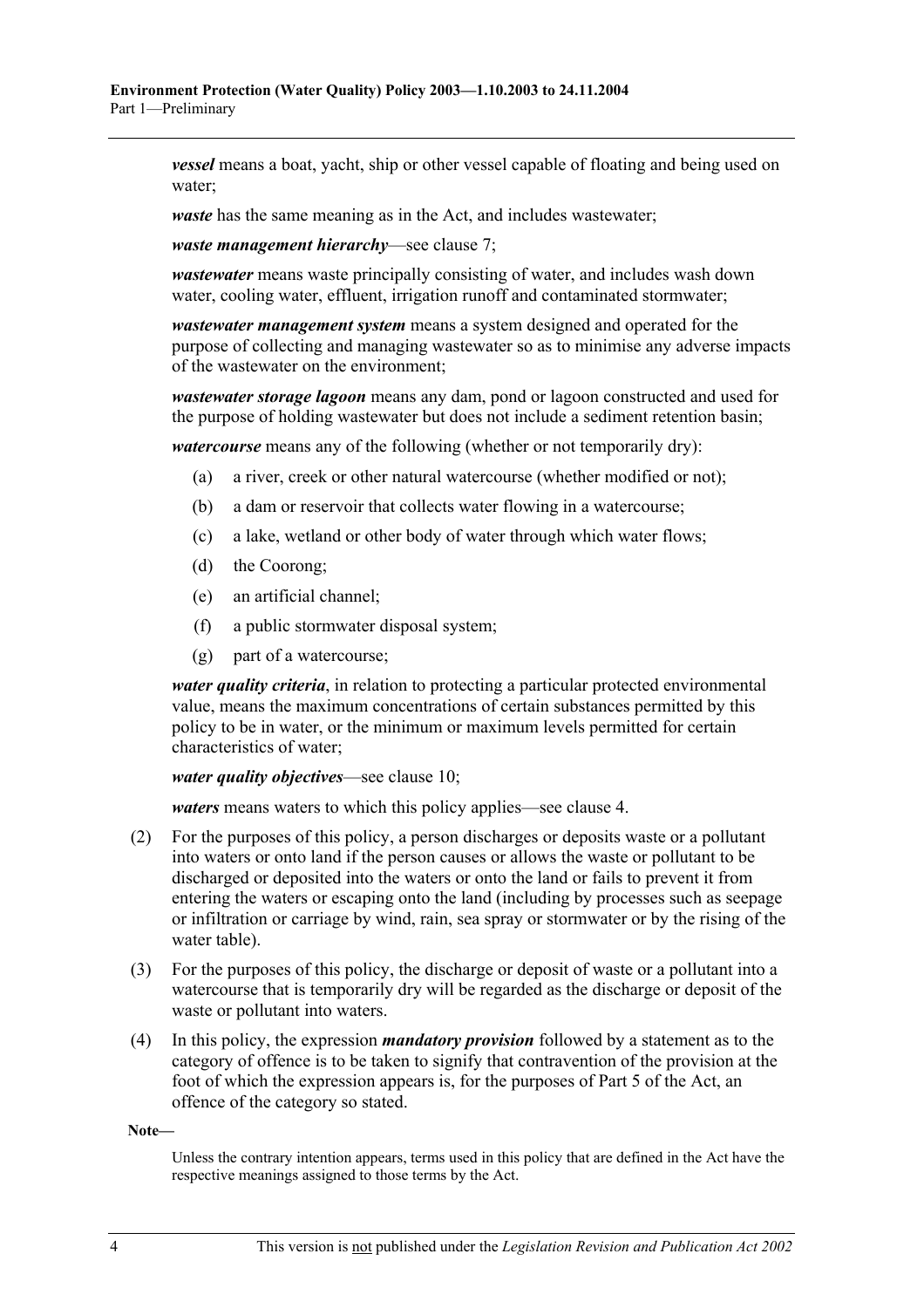***vessel*** means a boat, yacht, ship or other vessel capable of floating and being used on water;

***waste*** has the same meaning as in the Act, and includes wastewater;

***waste management hierarchy***—see clause 7;

***wastewater*** means waste principally consisting of water, and includes wash down water, cooling water, effluent, irrigation runoff and contaminated stormwater;

***wastewater management system*** means a system designed and operated for the purpose of collecting and managing wastewater so as to minimise any adverse impacts of the wastewater on the environment;

***wastewater storage lagoon*** means any dam, pond or lagoon constructed and used for the purpose of holding wastewater but does not include a sediment retention basin;

***watercourse*** means any of the following (whether or not temporarily dry):

- (a) a river, creek or other natural watercourse (whether modified or not);
- (b) a dam or reservoir that collects water flowing in a watercourse;
- (c) a lake, wetland or other body of water through which water flows;
- (d) the Coorong;
- (e) an artificial channel;
- (f) a public stormwater disposal system;
- (g) part of a watercourse;

***water quality criteria***, in relation to protecting a particular protected environmental value, means the maximum concentrations of certain substances permitted by this policy to be in water, or the minimum or maximum levels permitted for certain characteristics of water;

***water quality objectives***—see clause 10;

***waters*** means waters to which this policy applies—see clause 4.

(2) For the purposes of this policy, a person discharges or deposits waste or a pollutant into waters or onto land if the person causes or allows the waste or pollutant to be discharged or deposited into the waters or onto the land or fails to prevent it from entering the waters or escaping onto the land (including by processes such as seepage or infiltration or carriage by wind, rain, sea spray or stormwater or by the rising of the water table).

(3) For the purposes of this policy, the discharge or deposit of waste or a pollutant into a watercourse that is temporarily dry will be regarded as the discharge or deposit of the waste or pollutant into waters.

(4) In this policy, the expression ***mandatory provision*** followed by a statement as to the category of offence is to be taken to signify that contravention of the provision at the foot of which the expression appears is, for the purposes of Part 5 of the Act, an offence of the category so stated.

**Note—**

Unless the contrary intention appears, terms used in this policy that are defined in the Act have the respective meanings assigned to those terms by the Act.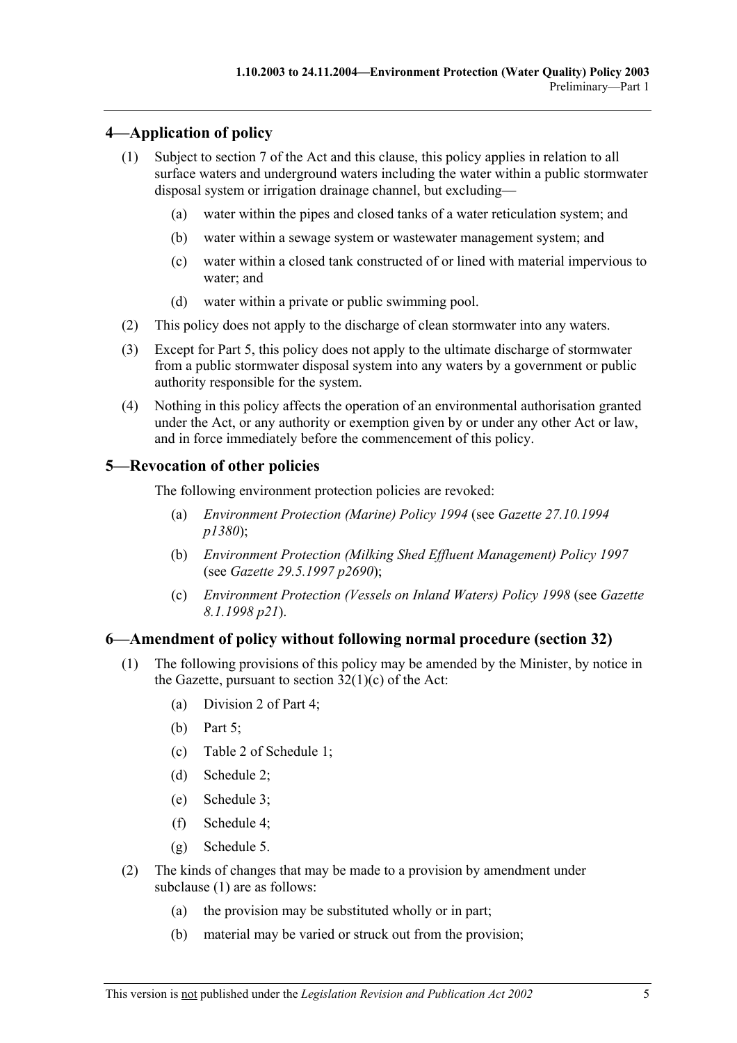## 4—Application of policy

(1) Subject to section 7 of the Act and this clause, this policy applies in relation to all surface waters and underground waters including the water within a public stormwater disposal system or irrigation drainage channel, but excluding—

- (a) water within the pipes and closed tanks of a water reticulation system; and
- (b) water within a sewage system or wastewater management system; and
- (c) water within a closed tank constructed of or lined with material impervious to water; and
- (d) water within a private or public swimming pool.

(2) This policy does not apply to the discharge of clean stormwater into any waters.

(3) Except for Part 5, this policy does not apply to the ultimate discharge of stormwater from a public stormwater disposal system into any waters by a government or public authority responsible for the system.

(4) Nothing in this policy affects the operation of an environmental authorisation granted under the Act, or any authority or exemption given by or under any other Act or law, and in force immediately before the commencement of this policy.

## 5—Revocation of other policies

The following environment protection policies are revoked:

- (a) *Environment Protection (Marine) Policy 1994* (see *Gazette 27.10.1994 p1380*);
- (b) *Environment Protection (Milking Shed Effluent Management) Policy 1997* (see *Gazette 29.5.1997 p2690*);
- (c) *Environment Protection (Vessels on Inland Waters) Policy 1998* (see *Gazette 8.1.1998 p21*).

## 6—Amendment of policy without following normal procedure (section 32)

(1) The following provisions of this policy may be amended by the Minister, by notice in the Gazette, pursuant to section 32(1)(c) of the Act:

- (a) Division 2 of Part 4;
- (b) Part 5;
- (c) Table 2 of Schedule 1;
- (d) Schedule 2;
- (e) Schedule 3;
- (f) Schedule 4;
- (g) Schedule 5.

(2) The kinds of changes that may be made to a provision by amendment under subclause (1) are as follows:

- (a) the provision may be substituted wholly or in part;
- (b) material may be varied or struck out from the provision;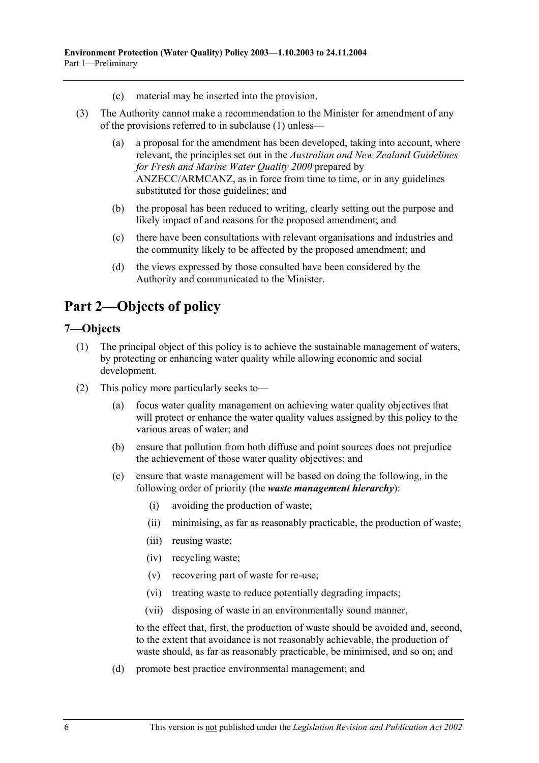(c) material may be inserted into the provision.

(3) The Authority cannot make a recommendation to the Minister for amendment of any of the provisions referred to in subclause (1) unless—

(a) a proposal for the amendment has been developed, taking into account, where relevant, the principles set out in the *Australian and New Zealand Guidelines for Fresh and Marine Water Quality 2000* prepared by ANZECC/ARMCANZ, as in force from time to time, or in any guidelines substituted for those guidelines; and

(b) the proposal has been reduced to writing, clearly setting out the purpose and likely impact of and reasons for the proposed amendment; and

(c) there have been consultations with relevant organisations and industries and the community likely to be affected by the proposed amendment; and

(d) the views expressed by those consulted have been considered by the Authority and communicated to the Minister.

# Part 2—Objects of policy

## 7—Objects

(1) The principal object of this policy is to achieve the sustainable management of waters, by protecting or enhancing water quality while allowing economic and social development.

(2) This policy more particularly seeks to—

(a) focus water quality management on achieving water quality objectives that will protect or enhance the water quality values assigned by this policy to the various areas of water; and

(b) ensure that pollution from both diffuse and point sources does not prejudice the achievement of those water quality objectives; and

(c) ensure that waste management will be based on doing the following, in the following order of priority (the ***waste management hierarchy***):

(i) avoiding the production of waste;

(ii) minimising, as far as reasonably practicable, the production of waste;

(iii) reusing waste;

(iv) recycling waste;

(v) recovering part of waste for re-use;

(vi) treating waste to reduce potentially degrading impacts;

(vii) disposing of waste in an environmentally sound manner,

to the effect that, first, the production of waste should be avoided and, second, to the extent that avoidance is not reasonably achievable, the production of waste should, as far as reasonably practicable, be minimised, and so on; and

(d) promote best practice environmental management; and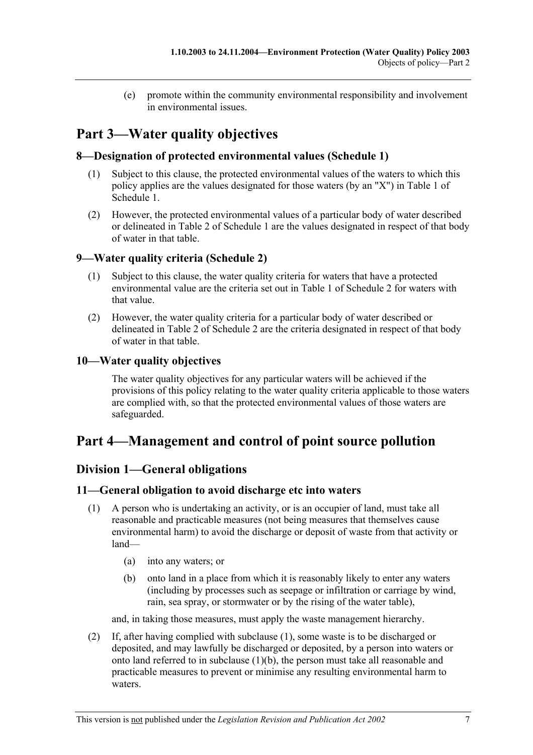(e) promote within the community environmental responsibility and involvement in environmental issues.

# Part 3—Water quality objectives

## 8—Designation of protected environmental values (Schedule 1)

(1) Subject to this clause, the protected environmental values of the waters to which this policy applies are the values designated for those waters (by an "X") in Table 1 of Schedule 1.

(2) However, the protected environmental values of a particular body of water described or delineated in Table 2 of Schedule 1 are the values designated in respect of that body of water in that table.

## 9—Water quality criteria (Schedule 2)

(1) Subject to this clause, the water quality criteria for waters that have a protected environmental value are the criteria set out in Table 1 of Schedule 2 for waters with that value.

(2) However, the water quality criteria for a particular body of water described or delineated in Table 2 of Schedule 2 are the criteria designated in respect of that body of water in that table.

## 10—Water quality objectives

The water quality objectives for any particular waters will be achieved if the provisions of this policy relating to the water quality criteria applicable to those waters are complied with, so that the protected environmental values of those waters are safeguarded.

# Part 4—Management and control of point source pollution

## Division 1—General obligations

## 11—General obligation to avoid discharge etc into waters

(1) A person who is undertaking an activity, or is an occupier of land, must take all reasonable and practicable measures (not being measures that themselves cause environmental harm) to avoid the discharge or deposit of waste from that activity or land—

(a) into any waters; or

(b) onto land in a place from which it is reasonably likely to enter any waters (including by processes such as seepage or infiltration or carriage by wind, rain, sea spray, or stormwater or by the rising of the water table),

and, in taking those measures, must apply the waste management hierarchy.

(2) If, after having complied with subclause (1), some waste is to be discharged or deposited, and may lawfully be discharged or deposited, by a person into waters or onto land referred to in subclause (1)(b), the person must take all reasonable and practicable measures to prevent or minimise any resulting environmental harm to waters.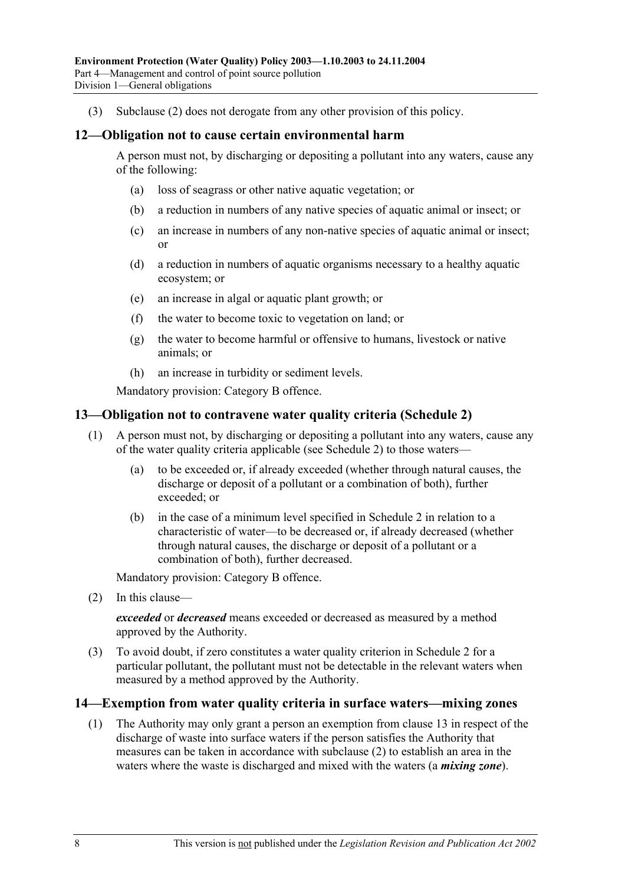(3) Subclause (2) does not derogate from any other provision of this policy.

## 12—Obligation not to cause certain environmental harm

A person must not, by discharging or depositing a pollutant into any waters, cause any of the following:

- (a) loss of seagrass or other native aquatic vegetation; or
- (b) a reduction in numbers of any native species of aquatic animal or insect; or
- (c) an increase in numbers of any non-native species of aquatic animal or insect; or
- (d) a reduction in numbers of aquatic organisms necessary to a healthy aquatic ecosystem; or
- (e) an increase in algal or aquatic plant growth; or
- (f) the water to become toxic to vegetation on land; or
- (g) the water to become harmful or offensive to humans, livestock or native animals; or
- (h) an increase in turbidity or sediment levels.

Mandatory provision: Category B offence.

## 13—Obligation not to contravene water quality criteria (Schedule 2)

(1) A person must not, by discharging or depositing a pollutant into any waters, cause any of the water quality criteria applicable (see Schedule 2) to those waters—

- (a) to be exceeded or, if already exceeded (whether through natural causes, the discharge or deposit of a pollutant or a combination of both), further exceeded; or
- (b) in the case of a minimum level specified in Schedule 2 in relation to a characteristic of water—to be decreased or, if already decreased (whether through natural causes, the discharge or deposit of a pollutant or a combination of both), further decreased.

Mandatory provision: Category B offence.

(2) In this clause—

***exceeded*** or ***decreased*** means exceeded or decreased as measured by a method approved by the Authority.

(3) To avoid doubt, if zero constitutes a water quality criterion in Schedule 2 for a particular pollutant, the pollutant must not be detectable in the relevant waters when measured by a method approved by the Authority.

## 14—Exemption from water quality criteria in surface waters—mixing zones

(1) The Authority may only grant a person an exemption from clause 13 in respect of the discharge of waste into surface waters if the person satisfies the Authority that measures can be taken in accordance with subclause (2) to establish an area in the waters where the waste is discharged and mixed with the waters (a ***mixing zone***).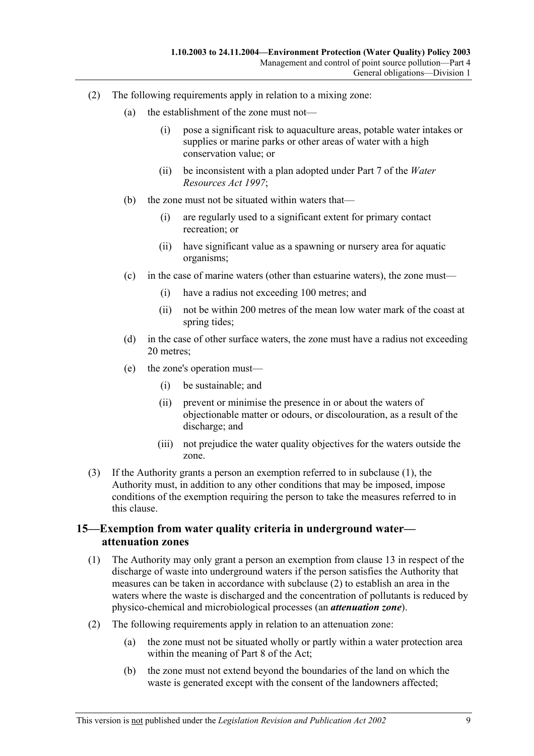(2) The following requirements apply in relation to a mixing zone:

(a) the establishment of the zone must not—

(i) pose a significant risk to aquaculture areas, potable water intakes or supplies or marine parks or other areas of water with a high conservation value; or

(ii) be inconsistent with a plan adopted under Part 7 of the *Water Resources Act 1997*;

(b) the zone must not be situated within waters that—

(i) are regularly used to a significant extent for primary contact recreation; or

(ii) have significant value as a spawning or nursery area for aquatic organisms;

(c) in the case of marine waters (other than estuarine waters), the zone must—

(i) have a radius not exceeding 100 metres; and

(ii) not be within 200 metres of the mean low water mark of the coast at spring tides;

(d) in the case of other surface waters, the zone must have a radius not exceeding 20 metres;

(e) the zone's operation must—

(i) be sustainable; and

(ii) prevent or minimise the presence in or about the waters of objectionable matter or odours, or discolouration, as a result of the discharge; and

(iii) not prejudice the water quality objectives for the waters outside the zone.

(3) If the Authority grants a person an exemption referred to in subclause (1), the Authority must, in addition to any other conditions that may be imposed, impose conditions of the exemption requiring the person to take the measures referred to in this clause.

## 15—Exemption from water quality criteria in underground water—attenuation zones

(1) The Authority may only grant a person an exemption from clause 13 in respect of the discharge of waste into underground waters if the person satisfies the Authority that measures can be taken in accordance with subclause (2) to establish an area in the waters where the waste is discharged and the concentration of pollutants is reduced by physico-chemical and microbiological processes (an ***attenuation zone***).

(2) The following requirements apply in relation to an attenuation zone:

(a) the zone must not be situated wholly or partly within a water protection area within the meaning of Part 8 of the Act;

(b) the zone must not extend beyond the boundaries of the land on which the waste is generated except with the consent of the landowners affected;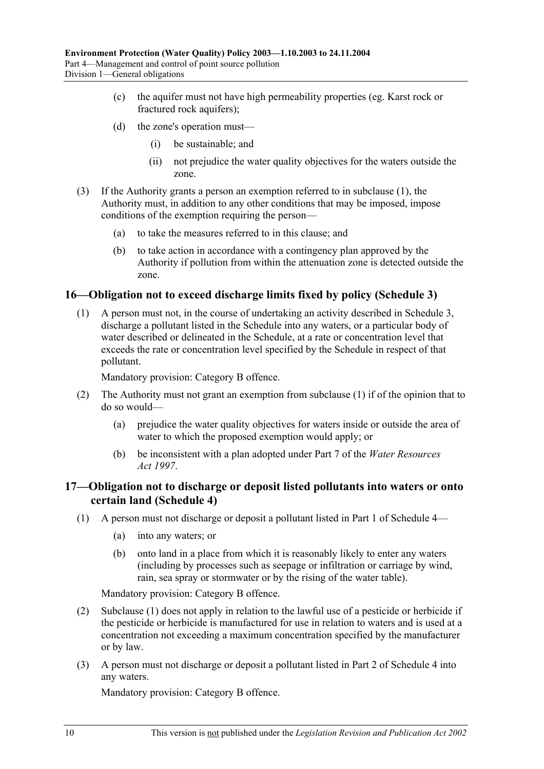(c) the aquifer must not have high permeability properties (eg. Karst rock or fractured rock aquifers);

(d) the zone's operation must—

(i) be sustainable; and

(ii) not prejudice the water quality objectives for the waters outside the zone.

(3) If the Authority grants a person an exemption referred to in subclause (1), the Authority must, in addition to any other conditions that may be imposed, impose conditions of the exemption requiring the person—

(a) to take the measures referred to in this clause; and

(b) to take action in accordance with a contingency plan approved by the Authority if pollution from within the attenuation zone is detected outside the zone.

## 16—Obligation not to exceed discharge limits fixed by policy (Schedule 3)

(1) A person must not, in the course of undertaking an activity described in Schedule 3, discharge a pollutant listed in the Schedule into any waters, or a particular body of water described or delineated in the Schedule, at a rate or concentration level that exceeds the rate or concentration level specified by the Schedule in respect of that pollutant.

Mandatory provision: Category B offence.

(2) The Authority must not grant an exemption from subclause (1) if of the opinion that to do so would—

(a) prejudice the water quality objectives for waters inside or outside the area of water to which the proposed exemption would apply; or

(b) be inconsistent with a plan adopted under Part 7 of the *Water Resources Act 1997*.

## 17—Obligation not to discharge or deposit listed pollutants into waters or onto certain land (Schedule 4)

(1) A person must not discharge or deposit a pollutant listed in Part 1 of Schedule 4—

(a) into any waters; or

(b) onto land in a place from which it is reasonably likely to enter any waters (including by processes such as seepage or infiltration or carriage by wind, rain, sea spray or stormwater or by the rising of the water table).

Mandatory provision: Category B offence.

(2) Subclause (1) does not apply in relation to the lawful use of a pesticide or herbicide if the pesticide or herbicide is manufactured for use in relation to waters and is used at a concentration not exceeding a maximum concentration specified by the manufacturer or by law.

(3) A person must not discharge or deposit a pollutant listed in Part 2 of Schedule 4 into any waters.

Mandatory provision: Category B offence.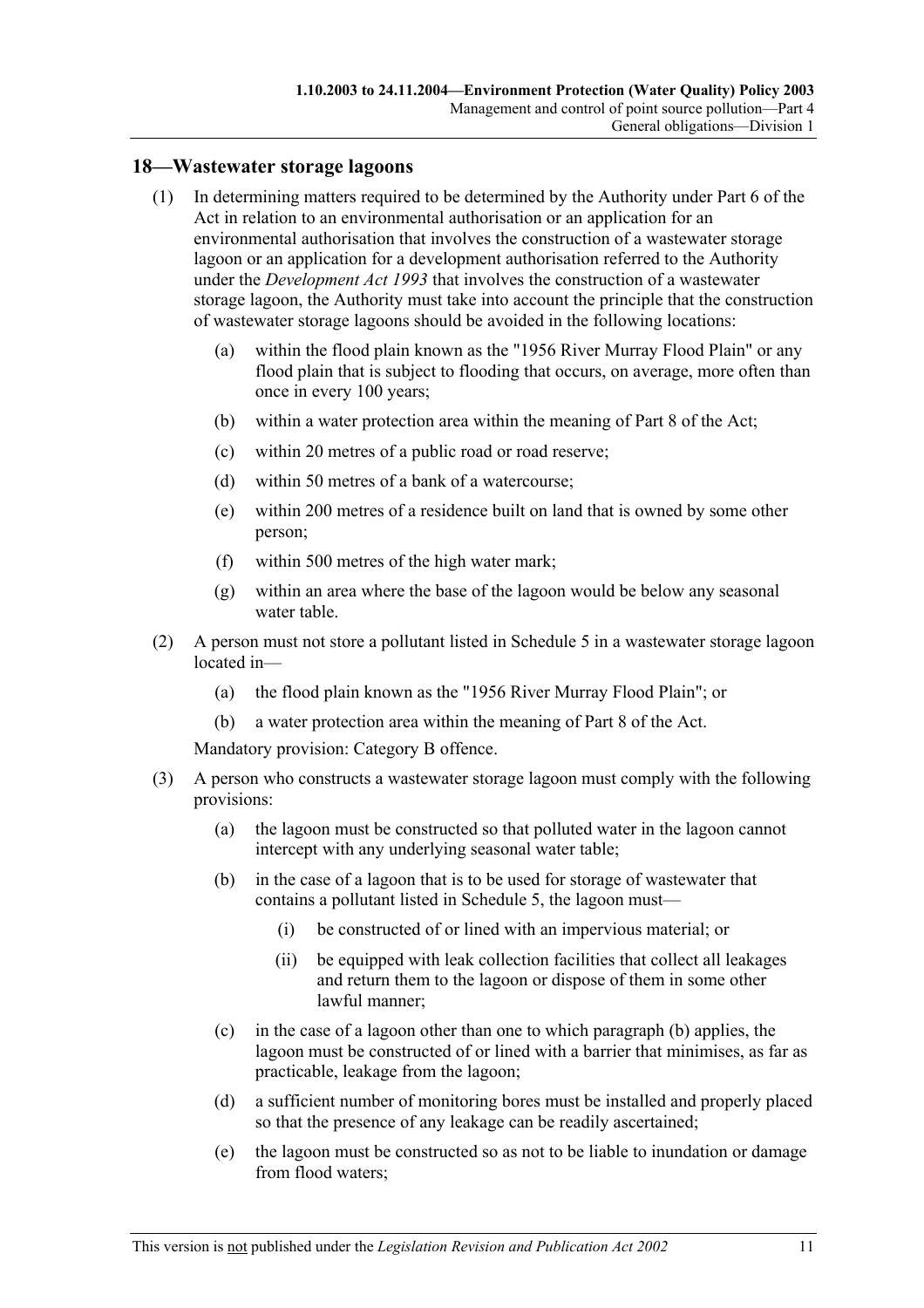## 18—Wastewater storage lagoons

(1) In determining matters required to be determined by the Authority under Part 6 of the Act in relation to an environmental authorisation or an application for an environmental authorisation that involves the construction of a wastewater storage lagoon or an application for a development authorisation referred to the Authority under the *Development Act 1993* that involves the construction of a wastewater storage lagoon, the Authority must take into account the principle that the construction of wastewater storage lagoons should be avoided in the following locations:

(a) within the flood plain known as the "1956 River Murray Flood Plain" or any flood plain that is subject to flooding that occurs, on average, more often than once in every 100 years;

(b) within a water protection area within the meaning of Part 8 of the Act;

(c) within 20 metres of a public road or road reserve;

(d) within 50 metres of a bank of a watercourse;

(e) within 200 metres of a residence built on land that is owned by some other person;

(f) within 500 metres of the high water mark;

(g) within an area where the base of the lagoon would be below any seasonal water table.

(2) A person must not store a pollutant listed in Schedule 5 in a wastewater storage lagoon located in—

(a) the flood plain known as the "1956 River Murray Flood Plain"; or

(b) a water protection area within the meaning of Part 8 of the Act.

Mandatory provision: Category B offence.

(3) A person who constructs a wastewater storage lagoon must comply with the following provisions:

(a) the lagoon must be constructed so that polluted water in the lagoon cannot intercept with any underlying seasonal water table;

(b) in the case of a lagoon that is to be used for storage of wastewater that contains a pollutant listed in Schedule 5, the lagoon must—

(i) be constructed of or lined with an impervious material; or

(ii) be equipped with leak collection facilities that collect all leakages and return them to the lagoon or dispose of them in some other lawful manner;

(c) in the case of a lagoon other than one to which paragraph (b) applies, the lagoon must be constructed of or lined with a barrier that minimises, as far as practicable, leakage from the lagoon;

(d) a sufficient number of monitoring bores must be installed and properly placed so that the presence of any leakage can be readily ascertained;

(e) the lagoon must be constructed so as not to be liable to inundation or damage from flood waters;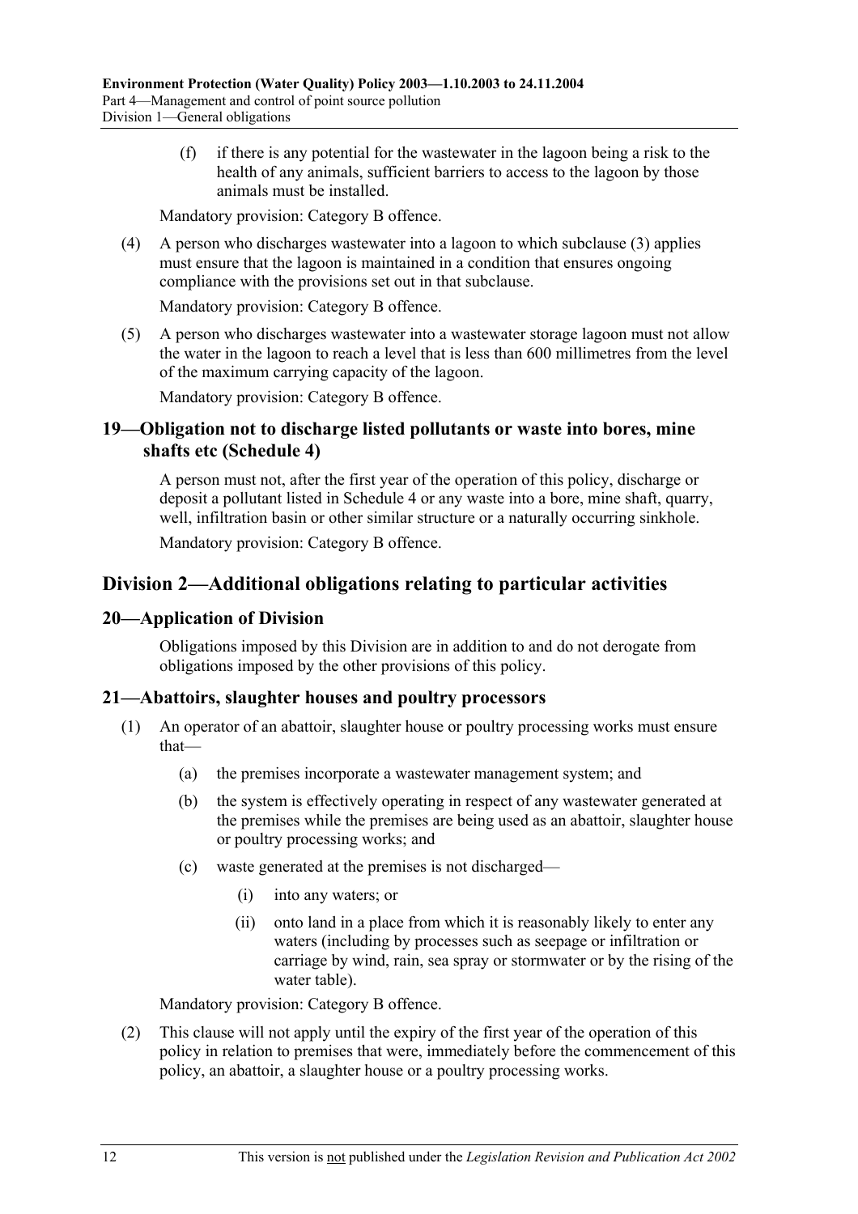(f) if there is any potential for the wastewater in the lagoon being a risk to the health of any animals, sufficient barriers to access to the lagoon by those animals must be installed.

Mandatory provision: Category B offence.

(4) A person who discharges wastewater into a lagoon to which subclause (3) applies must ensure that the lagoon is maintained in a condition that ensures ongoing compliance with the provisions set out in that subclause.

Mandatory provision: Category B offence.

(5) A person who discharges wastewater into a wastewater storage lagoon must not allow the water in the lagoon to reach a level that is less than 600 millimetres from the level of the maximum carrying capacity of the lagoon.

Mandatory provision: Category B offence.

### 19—Obligation not to discharge listed pollutants or waste into bores, mine shafts etc (Schedule 4)

A person must not, after the first year of the operation of this policy, discharge or deposit a pollutant listed in Schedule 4 or any waste into a bore, mine shaft, quarry, well, infiltration basin or other similar structure or a naturally occurring sinkhole.

Mandatory provision: Category B offence.

## Division 2—Additional obligations relating to particular activities

### 20—Application of Division

Obligations imposed by this Division are in addition to and do not derogate from obligations imposed by the other provisions of this policy.

### 21—Abattoirs, slaughter houses and poultry processors

(1) An operator of an abattoir, slaughter house or poultry processing works must ensure that—

(a) the premises incorporate a wastewater management system; and

(b) the system is effectively operating in respect of any wastewater generated at the premises while the premises are being used as an abattoir, slaughter house or poultry processing works; and

(c) waste generated at the premises is not discharged—

(i) into any waters; or

(ii) onto land in a place from which it is reasonably likely to enter any waters (including by processes such as seepage or infiltration or carriage by wind, rain, sea spray or stormwater or by the rising of the water table).

Mandatory provision: Category B offence.

(2) This clause will not apply until the expiry of the first year of the operation of this policy in relation to premises that were, immediately before the commencement of this policy, an abattoir, a slaughter house or a poultry processing works.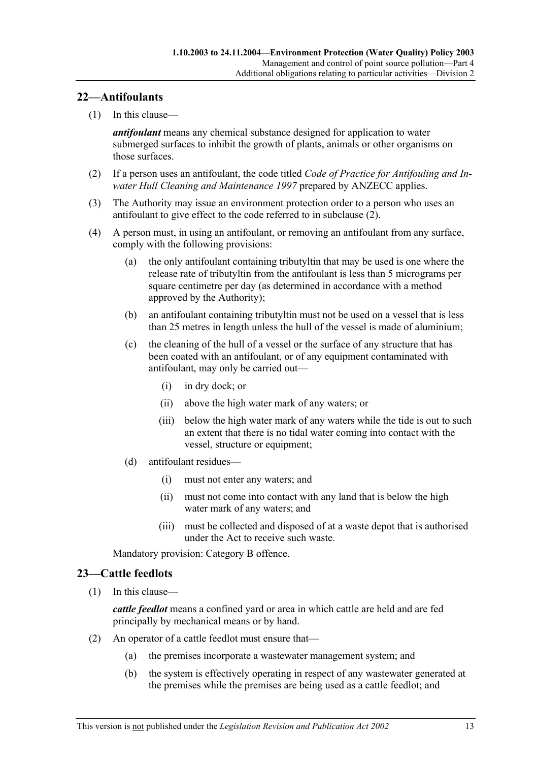## 22—Antifoulants

(1) In this clause—

***antifoulant*** means any chemical substance designed for application to water submerged surfaces to inhibit the growth of plants, animals or other organisms on those surfaces.

(2) If a person uses an antifoulant, the code titled *Code of Practice for Antifouling and In-water Hull Cleaning and Maintenance 1997* prepared by ANZECC applies.

(3) The Authority may issue an environment protection order to a person who uses an antifoulant to give effect to the code referred to in subclause (2).

(4) A person must, in using an antifoulant, or removing an antifoulant from any surface, comply with the following provisions:

(a) the only antifoulant containing tributyltin that may be used is one where the release rate of tributyltin from the antifoulant is less than 5 micrograms per square centimetre per day (as determined in accordance with a method approved by the Authority);

(b) an antifoulant containing tributyltin must not be used on a vessel that is less than 25 metres in length unless the hull of the vessel is made of aluminium;

(c) the cleaning of the hull of a vessel or the surface of any structure that has been coated with an antifoulant, or of any equipment contaminated with antifoulant, may only be carried out—

(i) in dry dock; or

(ii) above the high water mark of any waters; or

(iii) below the high water mark of any waters while the tide is out to such an extent that there is no tidal water coming into contact with the vessel, structure or equipment;

(d) antifoulant residues—

(i) must not enter any waters; and

(ii) must not come into contact with any land that is below the high water mark of any waters; and

(iii) must be collected and disposed of at a waste depot that is authorised under the Act to receive such waste.

Mandatory provision: Category B offence.

## 23—Cattle feedlots

(1) In this clause—

***cattle feedlot*** means a confined yard or area in which cattle are held and are fed principally by mechanical means or by hand.

(2) An operator of a cattle feedlot must ensure that—

(a) the premises incorporate a wastewater management system; and

(b) the system is effectively operating in respect of any wastewater generated at the premises while the premises are being used as a cattle feedlot; and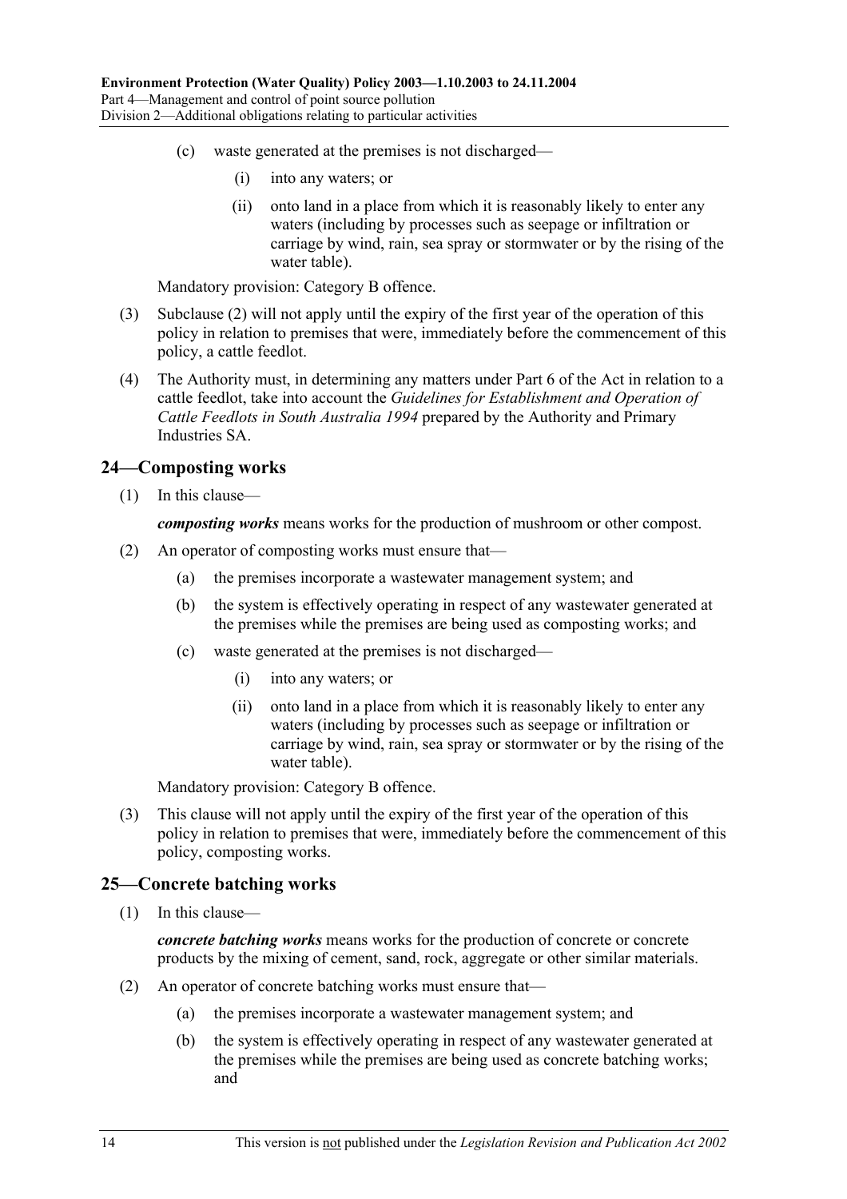(c) waste generated at the premises is not discharged—

(i) into any waters; or

(ii) onto land in a place from which it is reasonably likely to enter any waters (including by processes such as seepage or infiltration or carriage by wind, rain, sea spray or stormwater or by the rising of the water table).

Mandatory provision: Category B offence.

(3) Subclause (2) will not apply until the expiry of the first year of the operation of this policy in relation to premises that were, immediately before the commencement of this policy, a cattle feedlot.

(4) The Authority must, in determining any matters under Part 6 of the Act in relation to a cattle feedlot, take into account the *Guidelines for Establishment and Operation of Cattle Feedlots in South Australia 1994* prepared by the Authority and Primary Industries SA.

## 24—Composting works

(1) In this clause—

***composting works*** means works for the production of mushroom or other compost.

(2) An operator of composting works must ensure that—

(a) the premises incorporate a wastewater management system; and

(b) the system is effectively operating in respect of any wastewater generated at the premises while the premises are being used as composting works; and

(c) waste generated at the premises is not discharged—

(i) into any waters; or

(ii) onto land in a place from which it is reasonably likely to enter any waters (including by processes such as seepage or infiltration or carriage by wind, rain, sea spray or stormwater or by the rising of the water table).

Mandatory provision: Category B offence.

(3) This clause will not apply until the expiry of the first year of the operation of this policy in relation to premises that were, immediately before the commencement of this policy, composting works.

## 25—Concrete batching works

(1) In this clause—

***concrete batching works*** means works for the production of concrete or concrete products by the mixing of cement, sand, rock, aggregate or other similar materials.

(2) An operator of concrete batching works must ensure that—

(a) the premises incorporate a wastewater management system; and

(b) the system is effectively operating in respect of any wastewater generated at the premises while the premises are being used as concrete batching works; and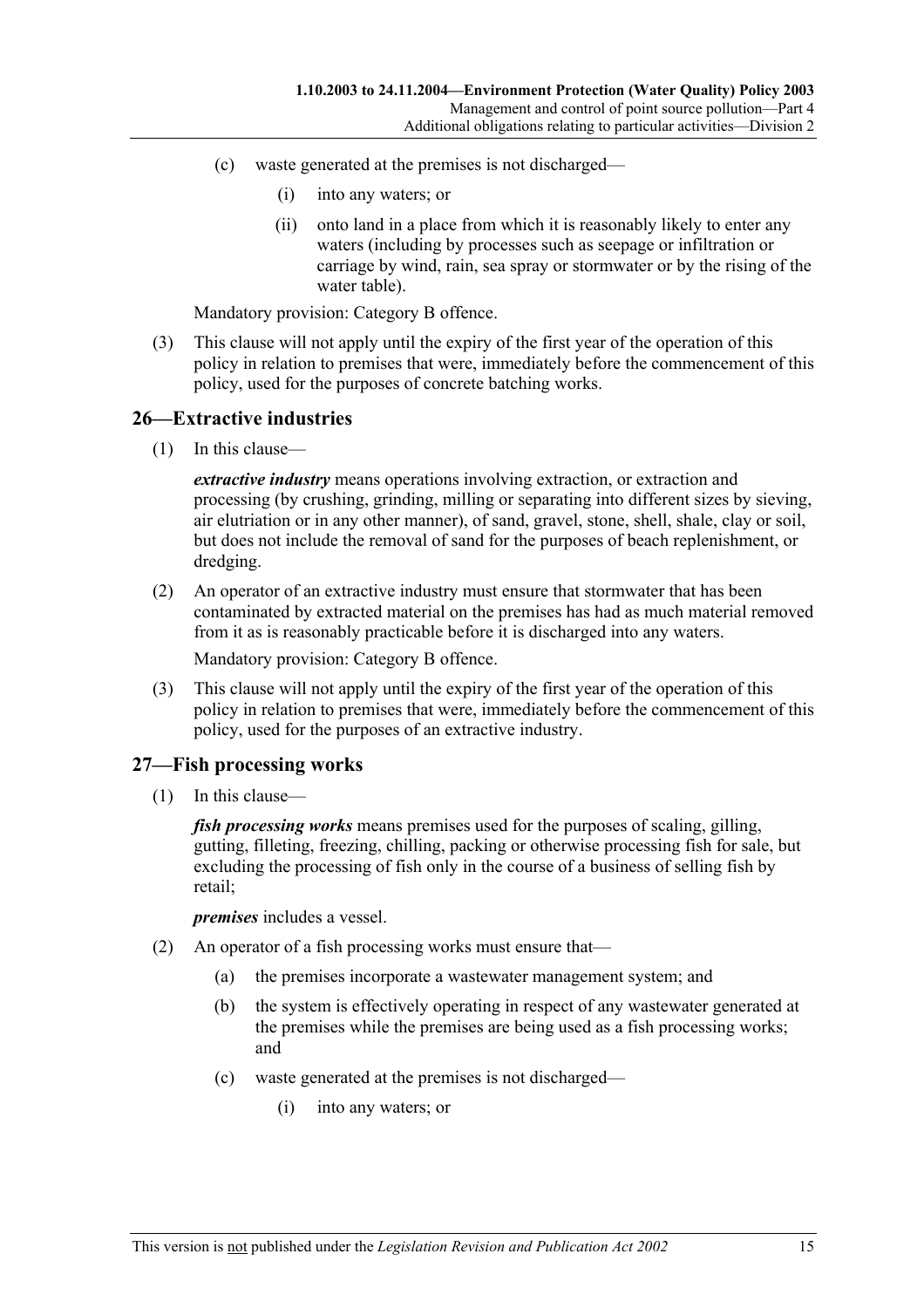(c) waste generated at the premises is not discharged—

(i) into any waters; or

(ii) onto land in a place from which it is reasonably likely to enter any waters (including by processes such as seepage or infiltration or carriage by wind, rain, sea spray or stormwater or by the rising of the water table).

Mandatory provision: Category B offence.

(3) This clause will not apply until the expiry of the first year of the operation of this policy in relation to premises that were, immediately before the commencement of this policy, used for the purposes of concrete batching works.

## 26—Extractive industries

(1) In this clause—

***extractive industry*** means operations involving extraction, or extraction and processing (by crushing, grinding, milling or separating into different sizes by sieving, air elutriation or in any other manner), of sand, gravel, stone, shell, shale, clay or soil, but does not include the removal of sand for the purposes of beach replenishment, or dredging.

(2) An operator of an extractive industry must ensure that stormwater that has been contaminated by extracted material on the premises has had as much material removed from it as is reasonably practicable before it is discharged into any waters.

Mandatory provision: Category B offence.

(3) This clause will not apply until the expiry of the first year of the operation of this policy in relation to premises that were, immediately before the commencement of this policy, used for the purposes of an extractive industry.

## 27—Fish processing works

(1) In this clause—

***fish processing works*** means premises used for the purposes of scaling, gilling, gutting, filleting, freezing, chilling, packing or otherwise processing fish for sale, but excluding the processing of fish only in the course of a business of selling fish by retail;

***premises*** includes a vessel.

(2) An operator of a fish processing works must ensure that—

(a) the premises incorporate a wastewater management system; and

(b) the system is effectively operating in respect of any wastewater generated at the premises while the premises are being used as a fish processing works; and

(c) waste generated at the premises is not discharged—

(i) into any waters; or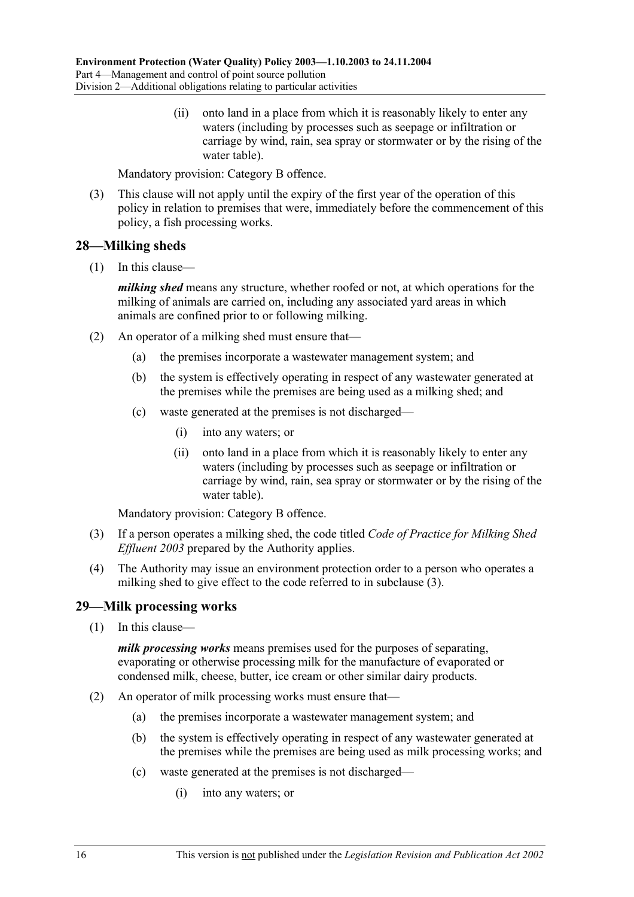(ii) onto land in a place from which it is reasonably likely to enter any waters (including by processes such as seepage or infiltration or carriage by wind, rain, sea spray or stormwater or by the rising of the water table).

Mandatory provision: Category B offence.

(3) This clause will not apply until the expiry of the first year of the operation of this policy in relation to premises that were, immediately before the commencement of this policy, a fish processing works.

## 28—Milking sheds

(1) In this clause—

***milking shed*** means any structure, whether roofed or not, at which operations for the milking of animals are carried on, including any associated yard areas in which animals are confined prior to or following milking.

(2) An operator of a milking shed must ensure that—

(a) the premises incorporate a wastewater management system; and

(b) the system is effectively operating in respect of any wastewater generated at the premises while the premises are being used as a milking shed; and

(c) waste generated at the premises is not discharged—

(i) into any waters; or

(ii) onto land in a place from which it is reasonably likely to enter any waters (including by processes such as seepage or infiltration or carriage by wind, rain, sea spray or stormwater or by the rising of the water table).

Mandatory provision: Category B offence.

(3) If a person operates a milking shed, the code titled *Code of Practice for Milking Shed Effluent 2003* prepared by the Authority applies.

(4) The Authority may issue an environment protection order to a person who operates a milking shed to give effect to the code referred to in subclause (3).

## 29—Milk processing works

(1) In this clause—

***milk processing works*** means premises used for the purposes of separating, evaporating or otherwise processing milk for the manufacture of evaporated or condensed milk, cheese, butter, ice cream or other similar dairy products.

(2) An operator of milk processing works must ensure that—

(a) the premises incorporate a wastewater management system; and

(b) the system is effectively operating in respect of any wastewater generated at the premises while the premises are being used as milk processing works; and

(c) waste generated at the premises is not discharged—

(i) into any waters; or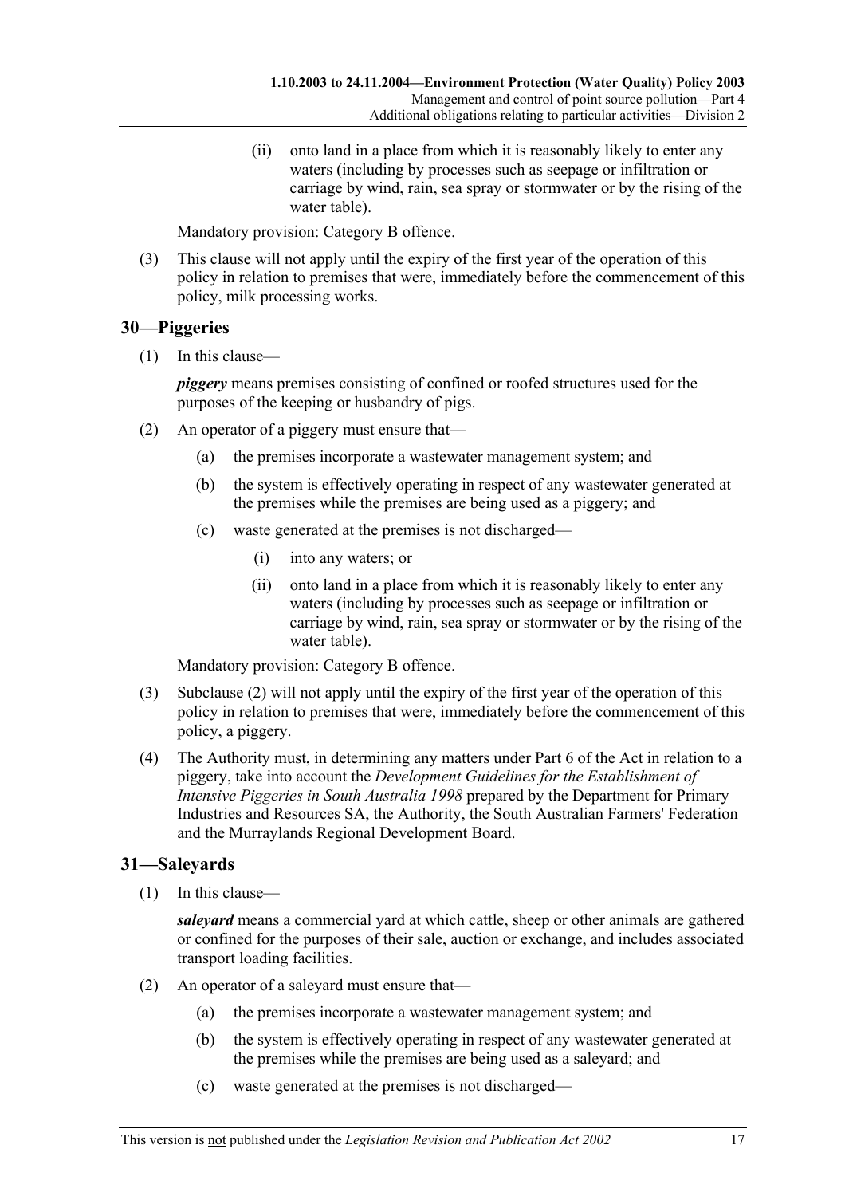(ii) onto land in a place from which it is reasonably likely to enter any waters (including by processes such as seepage or infiltration or carriage by wind, rain, sea spray or stormwater or by the rising of the water table).

Mandatory provision: Category B offence.

(3) This clause will not apply until the expiry of the first year of the operation of this policy in relation to premises that were, immediately before the commencement of this policy, milk processing works.

## 30—Piggeries

(1) In this clause—

***piggery*** means premises consisting of confined or roofed structures used for the purposes of the keeping or husbandry of pigs.

(2) An operator of a piggery must ensure that—

(a) the premises incorporate a wastewater management system; and

(b) the system is effectively operating in respect of any wastewater generated at the premises while the premises are being used as a piggery; and

(c) waste generated at the premises is not discharged—

(i) into any waters; or

(ii) onto land in a place from which it is reasonably likely to enter any waters (including by processes such as seepage or infiltration or carriage by wind, rain, sea spray or stormwater or by the rising of the water table).

Mandatory provision: Category B offence.

(3) Subclause (2) will not apply until the expiry of the first year of the operation of this policy in relation to premises that were, immediately before the commencement of this policy, a piggery.

(4) The Authority must, in determining any matters under Part 6 of the Act in relation to a piggery, take into account the *Development Guidelines for the Establishment of Intensive Piggeries in South Australia 1998* prepared by the Department for Primary Industries and Resources SA, the Authority, the South Australian Farmers' Federation and the Murraylands Regional Development Board.

## 31—Saleyards

(1) In this clause—

***saleyard*** means a commercial yard at which cattle, sheep or other animals are gathered or confined for the purposes of their sale, auction or exchange, and includes associated transport loading facilities.

(2) An operator of a saleyard must ensure that—

(a) the premises incorporate a wastewater management system; and

(b) the system is effectively operating in respect of any wastewater generated at the premises while the premises are being used as a saleyard; and

(c) waste generated at the premises is not discharged—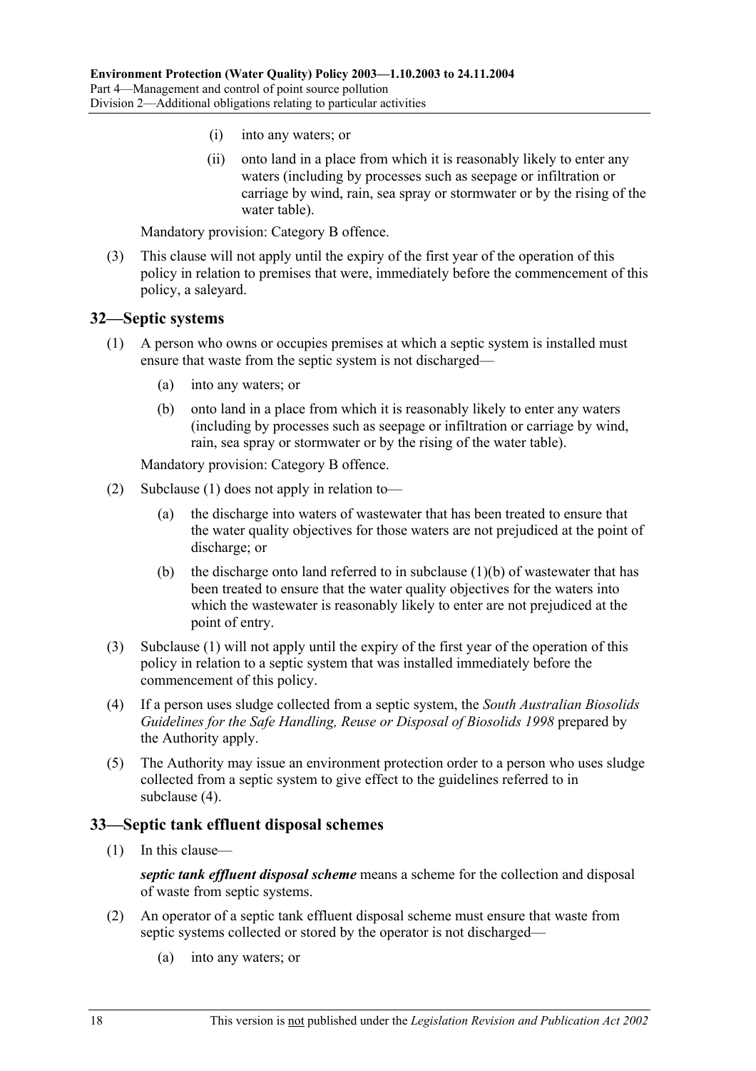(i) into any waters; or

(ii) onto land in a place from which it is reasonably likely to enter any waters (including by processes such as seepage or infiltration or carriage by wind, rain, sea spray or stormwater or by the rising of the water table).

Mandatory provision: Category B offence.

(3) This clause will not apply until the expiry of the first year of the operation of this policy in relation to premises that were, immediately before the commencement of this policy, a saleyard.

## 32—Septic systems

(1) A person who owns or occupies premises at which a septic system is installed must ensure that waste from the septic system is not discharged—

(a) into any waters; or

(b) onto land in a place from which it is reasonably likely to enter any waters (including by processes such as seepage or infiltration or carriage by wind, rain, sea spray or stormwater or by the rising of the water table).

Mandatory provision: Category B offence.

(2) Subclause (1) does not apply in relation to—

(a) the discharge into waters of wastewater that has been treated to ensure that the water quality objectives for those waters are not prejudiced at the point of discharge; or

(b) the discharge onto land referred to in subclause (1)(b) of wastewater that has been treated to ensure that the water quality objectives for the waters into which the wastewater is reasonably likely to enter are not prejudiced at the point of entry.

(3) Subclause (1) will not apply until the expiry of the first year of the operation of this policy in relation to a septic system that was installed immediately before the commencement of this policy.

(4) If a person uses sludge collected from a septic system, the *South Australian Biosolids Guidelines for the Safe Handling, Reuse or Disposal of Biosolids 1998* prepared by the Authority apply.

(5) The Authority may issue an environment protection order to a person who uses sludge collected from a septic system to give effect to the guidelines referred to in subclause (4).

## 33—Septic tank effluent disposal schemes

(1) In this clause—

***septic tank effluent disposal scheme*** means a scheme for the collection and disposal of waste from septic systems.

(2) An operator of a septic tank effluent disposal scheme must ensure that waste from septic systems collected or stored by the operator is not discharged—

(a) into any waters; or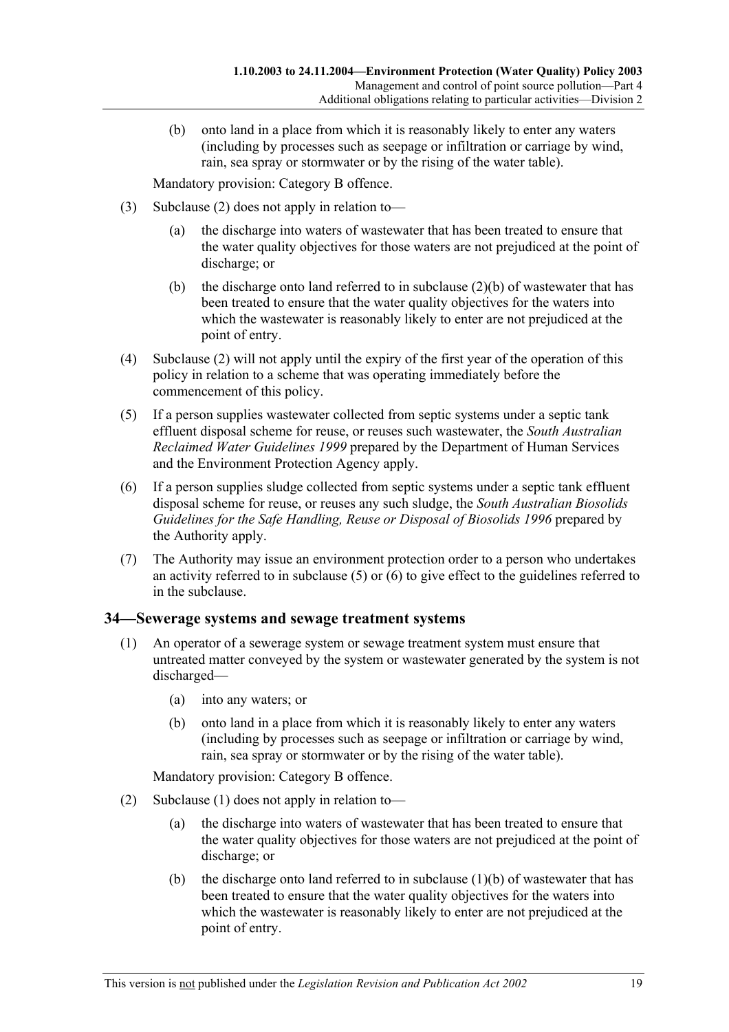(b) onto land in a place from which it is reasonably likely to enter any waters (including by processes such as seepage or infiltration or carriage by wind, rain, sea spray or stormwater or by the rising of the water table).

Mandatory provision: Category B offence.

(3) Subclause (2) does not apply in relation to—

(a) the discharge into waters of wastewater that has been treated to ensure that the water quality objectives for those waters are not prejudiced at the point of discharge; or

(b) the discharge onto land referred to in subclause (2)(b) of wastewater that has been treated to ensure that the water quality objectives for the waters into which the wastewater is reasonably likely to enter are not prejudiced at the point of entry.

(4) Subclause (2) will not apply until the expiry of the first year of the operation of this policy in relation to a scheme that was operating immediately before the commencement of this policy.

(5) If a person supplies wastewater collected from septic systems under a septic tank effluent disposal scheme for reuse, or reuses such wastewater, the *South Australian Reclaimed Water Guidelines 1999* prepared by the Department of Human Services and the Environment Protection Agency apply.

(6) If a person supplies sludge collected from septic systems under a septic tank effluent disposal scheme for reuse, or reuses any such sludge, the *South Australian Biosolids Guidelines for the Safe Handling, Reuse or Disposal of Biosolids 1996* prepared by the Authority apply.

(7) The Authority may issue an environment protection order to a person who undertakes an activity referred to in subclause (5) or (6) to give effect to the guidelines referred to in the subclause.

## 34—Sewerage systems and sewage treatment systems

(1) An operator of a sewerage system or sewage treatment system must ensure that untreated matter conveyed by the system or wastewater generated by the system is not discharged—

(a) into any waters; or

(b) onto land in a place from which it is reasonably likely to enter any waters (including by processes such as seepage or infiltration or carriage by wind, rain, sea spray or stormwater or by the rising of the water table).

Mandatory provision: Category B offence.

(2) Subclause (1) does not apply in relation to—

(a) the discharge into waters of wastewater that has been treated to ensure that the water quality objectives for those waters are not prejudiced at the point of discharge; or

(b) the discharge onto land referred to in subclause (1)(b) of wastewater that has been treated to ensure that the water quality objectives for the waters into which the wastewater is reasonably likely to enter are not prejudiced at the point of entry.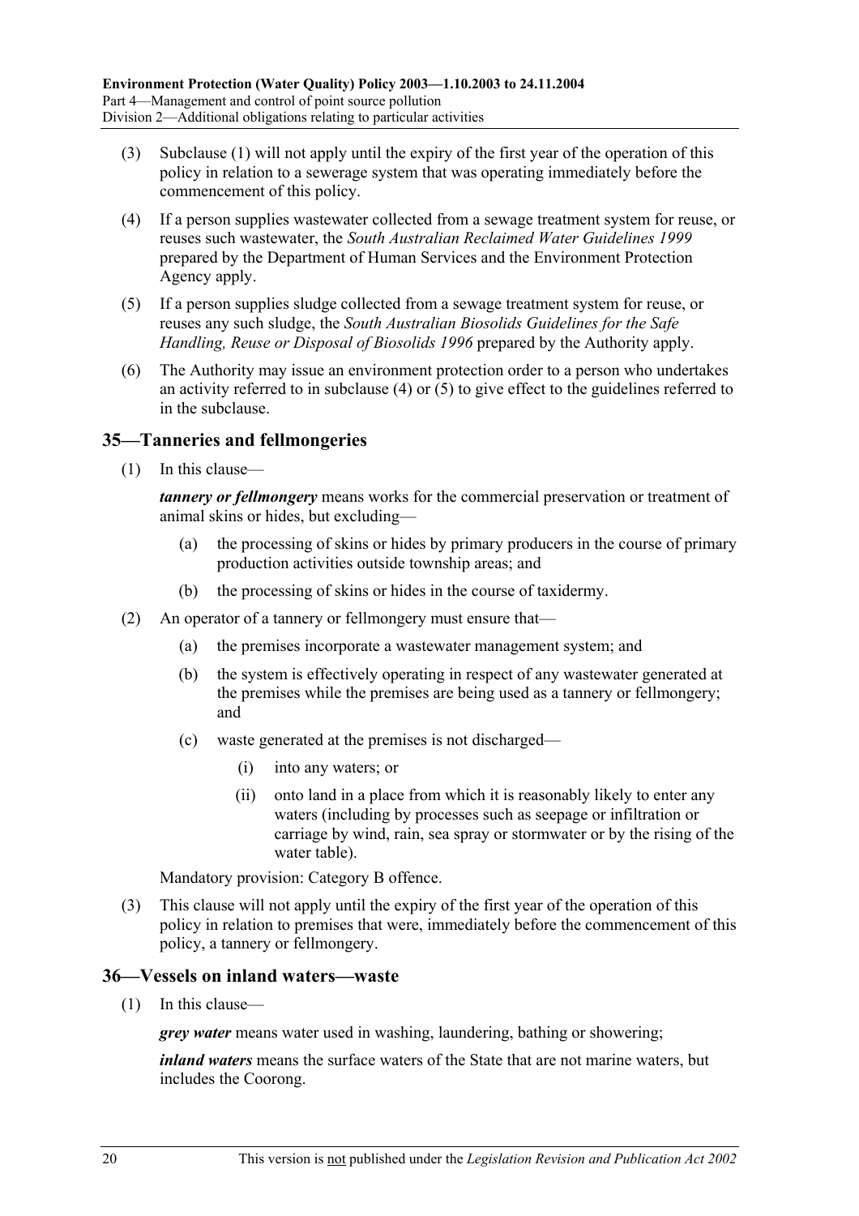(3) Subclause (1) will not apply until the expiry of the first year of the operation of this policy in relation to a sewerage system that was operating immediately before the commencement of this policy.

(4) If a person supplies wastewater collected from a sewage treatment system for reuse, or reuses such wastewater, the *South Australian Reclaimed Water Guidelines 1999* prepared by the Department of Human Services and the Environment Protection Agency apply.

(5) If a person supplies sludge collected from a sewage treatment system for reuse, or reuses any such sludge, the *South Australian Biosolids Guidelines for the Safe Handling, Reuse or Disposal of Biosolids 1996* prepared by the Authority apply.

(6) The Authority may issue an environment protection order to a person who undertakes an activity referred to in subclause (4) or (5) to give effect to the guidelines referred to in the subclause.

## 35—Tanneries and fellmongeries

(1) In this clause—

***tannery or fellmongery*** means works for the commercial preservation or treatment of animal skins or hides, but excluding—

- (a) the processing of skins or hides by primary producers in the course of primary production activities outside township areas; and
- (b) the processing of skins or hides in the course of taxidermy.

(2) An operator of a tannery or fellmongery must ensure that—

- (a) the premises incorporate a wastewater management system; and
- (b) the system is effectively operating in respect of any wastewater generated at the premises while the premises are being used as a tannery or fellmongery; and
- (c) waste generated at the premises is not discharged—
  - (i) into any waters; or
  - (ii) onto land in a place from which it is reasonably likely to enter any waters (including by processes such as seepage or infiltration or carriage by wind, rain, sea spray or stormwater or by the rising of the water table).

Mandatory provision: Category B offence.

(3) This clause will not apply until the expiry of the first year of the operation of this policy in relation to premises that were, immediately before the commencement of this policy, a tannery or fellmongery.

## 36—Vessels on inland waters—waste

(1) In this clause—

***grey water*** means water used in washing, laundering, bathing or showering;

***inland waters*** means the surface waters of the State that are not marine waters, but includes the Coorong.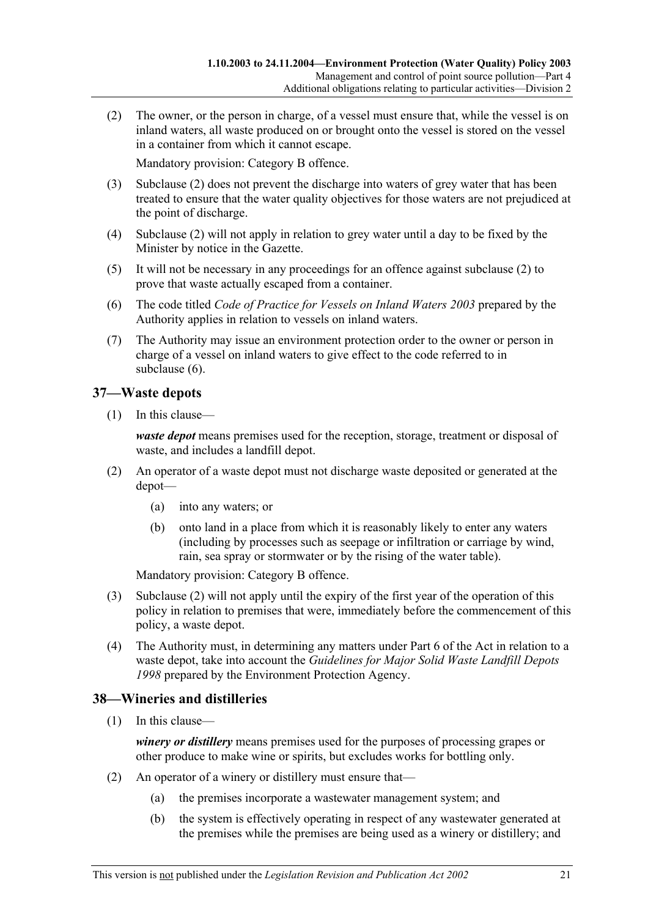(2) The owner, or the person in charge, of a vessel must ensure that, while the vessel is on inland waters, all waste produced on or brought onto the vessel is stored on the vessel in a container from which it cannot escape.

Mandatory provision: Category B offence.

(3) Subclause (2) does not prevent the discharge into waters of grey water that has been treated to ensure that the water quality objectives for those waters are not prejudiced at the point of discharge.

(4) Subclause (2) will not apply in relation to grey water until a day to be fixed by the Minister by notice in the Gazette.

(5) It will not be necessary in any proceedings for an offence against subclause (2) to prove that waste actually escaped from a container.

(6) The code titled *Code of Practice for Vessels on Inland Waters 2003* prepared by the Authority applies in relation to vessels on inland waters.

(7) The Authority may issue an environment protection order to the owner or person in charge of a vessel on inland waters to give effect to the code referred to in subclause (6).

## 37—Waste depots

(1) In this clause—

***waste depot*** means premises used for the reception, storage, treatment or disposal of waste, and includes a landfill depot.

(2) An operator of a waste depot must not discharge waste deposited or generated at the depot—

(a) into any waters; or

(b) onto land in a place from which it is reasonably likely to enter any waters (including by processes such as seepage or infiltration or carriage by wind, rain, sea spray or stormwater or by the rising of the water table).

Mandatory provision: Category B offence.

(3) Subclause (2) will not apply until the expiry of the first year of the operation of this policy in relation to premises that were, immediately before the commencement of this policy, a waste depot.

(4) The Authority must, in determining any matters under Part 6 of the Act in relation to a waste depot, take into account the *Guidelines for Major Solid Waste Landfill Depots 1998* prepared by the Environment Protection Agency.

## 38—Wineries and distilleries

(1) In this clause—

***winery or distillery*** means premises used for the purposes of processing grapes or other produce to make wine or spirits, but excludes works for bottling only.

(2) An operator of a winery or distillery must ensure that—

(a) the premises incorporate a wastewater management system; and

(b) the system is effectively operating in respect of any wastewater generated at the premises while the premises are being used as a winery or distillery; and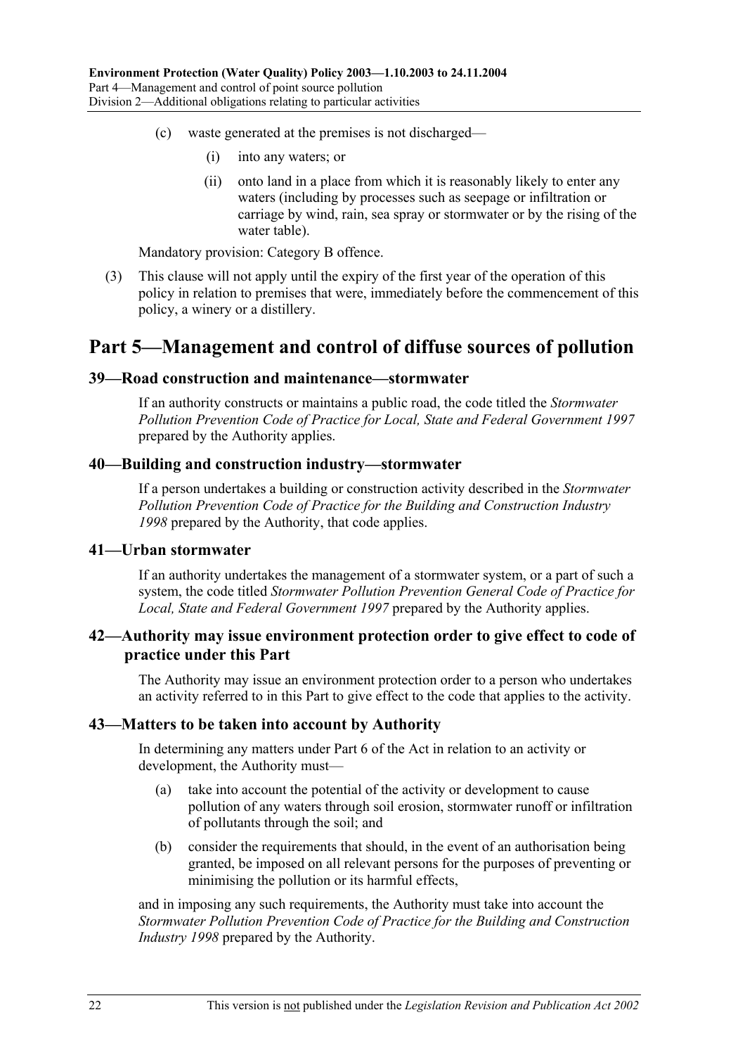(c) waste generated at the premises is not discharged—

(i) into any waters; or

(ii) onto land in a place from which it is reasonably likely to enter any waters (including by processes such as seepage or infiltration or carriage by wind, rain, sea spray or stormwater or by the rising of the water table).

Mandatory provision: Category B offence.

(3) This clause will not apply until the expiry of the first year of the operation of this policy in relation to premises that were, immediately before the commencement of this policy, a winery or a distillery.

# Part 5—Management and control of diffuse sources of pollution

## 39—Road construction and maintenance—stormwater

If an authority constructs or maintains a public road, the code titled the *Stormwater Pollution Prevention Code of Practice for Local, State and Federal Government 1997* prepared by the Authority applies.

## 40—Building and construction industry—stormwater

If a person undertakes a building or construction activity described in the *Stormwater Pollution Prevention Code of Practice for the Building and Construction Industry 1998* prepared by the Authority, that code applies.

## 41—Urban stormwater

If an authority undertakes the management of a stormwater system, or a part of such a system, the code titled *Stormwater Pollution Prevention General Code of Practice for Local, State and Federal Government 1997* prepared by the Authority applies.

## 42—Authority may issue environment protection order to give effect to code of practice under this Part

The Authority may issue an environment protection order to a person who undertakes an activity referred to in this Part to give effect to the code that applies to the activity.

## 43—Matters to be taken into account by Authority

In determining any matters under Part 6 of the Act in relation to an activity or development, the Authority must—

(a) take into account the potential of the activity or development to cause pollution of any waters through soil erosion, stormwater runoff or infiltration of pollutants through the soil; and

(b) consider the requirements that should, in the event of an authorisation being granted, be imposed on all relevant persons for the purposes of preventing or minimising the pollution or its harmful effects,

and in imposing any such requirements, the Authority must take into account the *Stormwater Pollution Prevention Code of Practice for the Building and Construction Industry 1998* prepared by the Authority.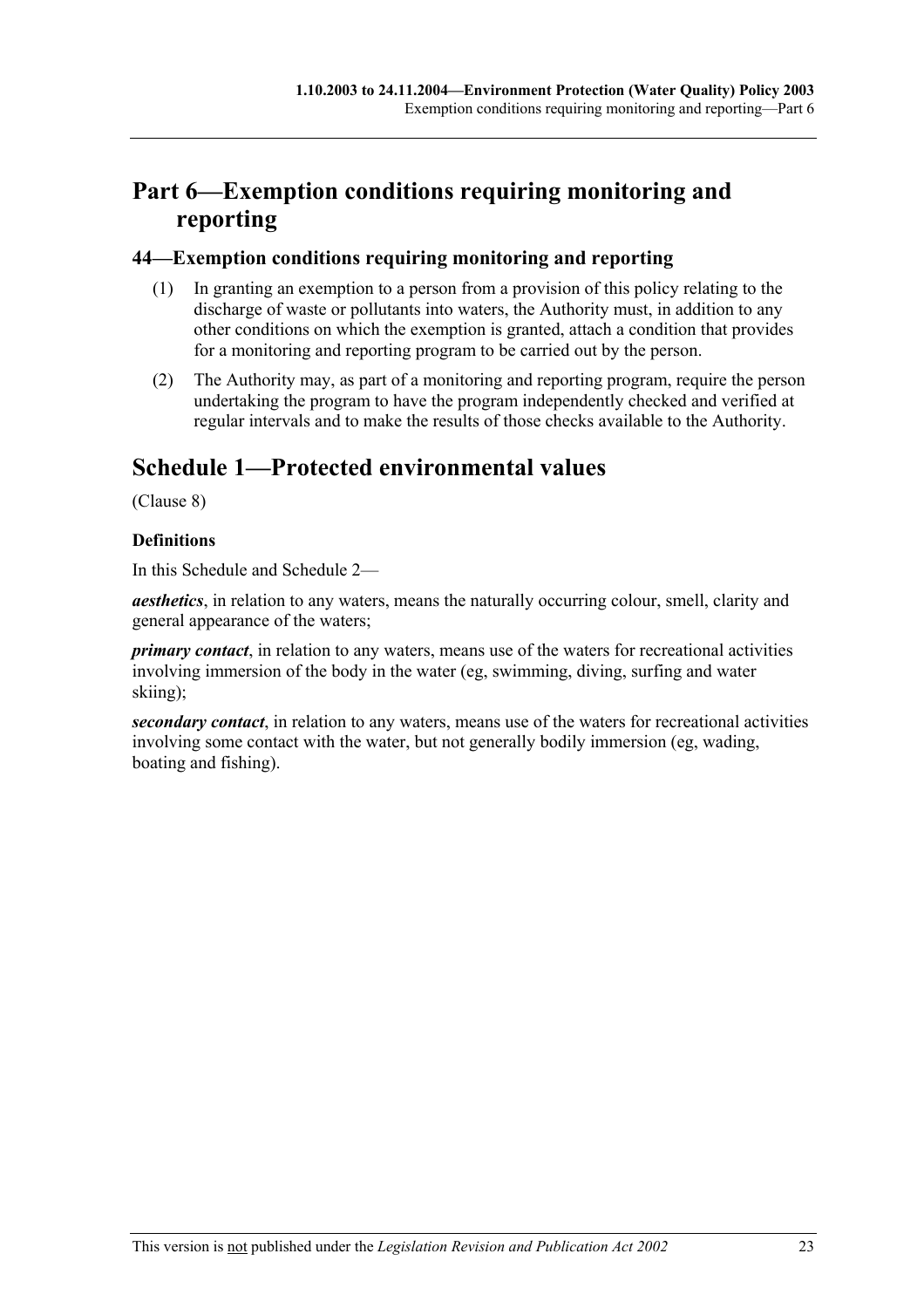# Part 6—Exemption conditions requiring monitoring and reporting

## 44—Exemption conditions requiring monitoring and reporting

(1) In granting an exemption to a person from a provision of this policy relating to the discharge of waste or pollutants into waters, the Authority must, in addition to any other conditions on which the exemption is granted, attach a condition that provides for a monitoring and reporting program to be carried out by the person.

(2) The Authority may, as part of a monitoring and reporting program, require the person undertaking the program to have the program independently checked and verified at regular intervals and to make the results of those checks available to the Authority.

# Schedule 1—Protected environmental values

(Clause 8)

**Definitions**

In this Schedule and Schedule 2—

***aesthetics***, in relation to any waters, means the naturally occurring colour, smell, clarity and general appearance of the waters;

***primary contact***, in relation to any waters, means use of the waters for recreational activities involving immersion of the body in the water (eg, swimming, diving, surfing and water skiing);

***secondary contact***, in relation to any waters, means use of the waters for recreational activities involving some contact with the water, but not generally bodily immersion (eg, wading, boating and fishing).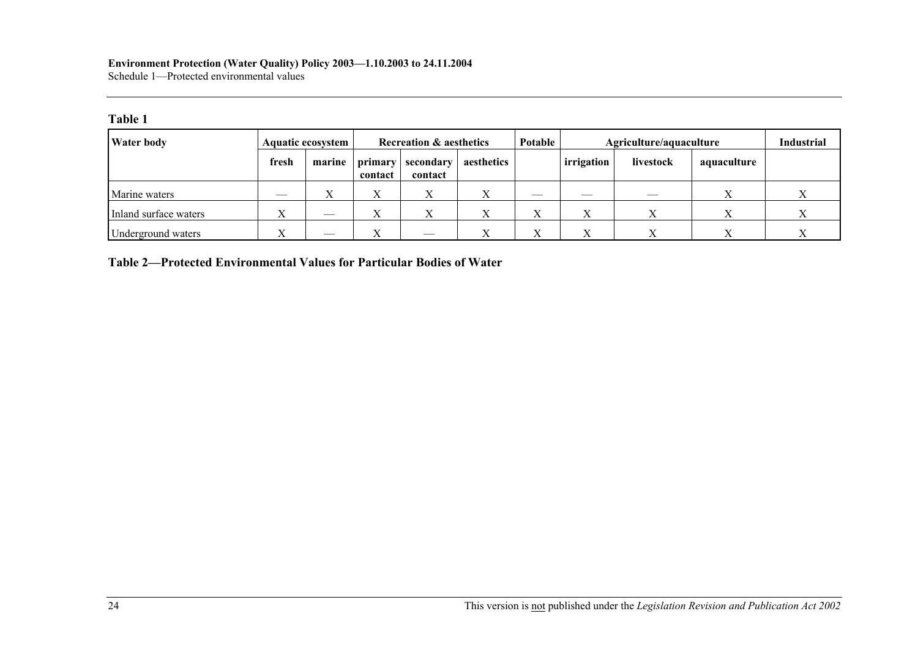**Table 1**

| Water body | Aquatic ecosystem | | Recreation & aesthetics | | | Potable | Agriculture/aquaculture | | | Industrial |
|---|---|---|---|---|---|---|---|---|---|---|
| | fresh | marine | primary contact | secondary contact | aesthetics | | irrigation | livestock | aquaculture | |
| Marine waters | — | X | X | X | X | — | — | — | X | X |
| Inland surface waters | X | — | X | X | X | X | X | X | X | X |
| Underground waters | X | — | X | — | X | X | X | X | X | X |

**Table 2—Protected Environmental Values for Particular Bodies of Water**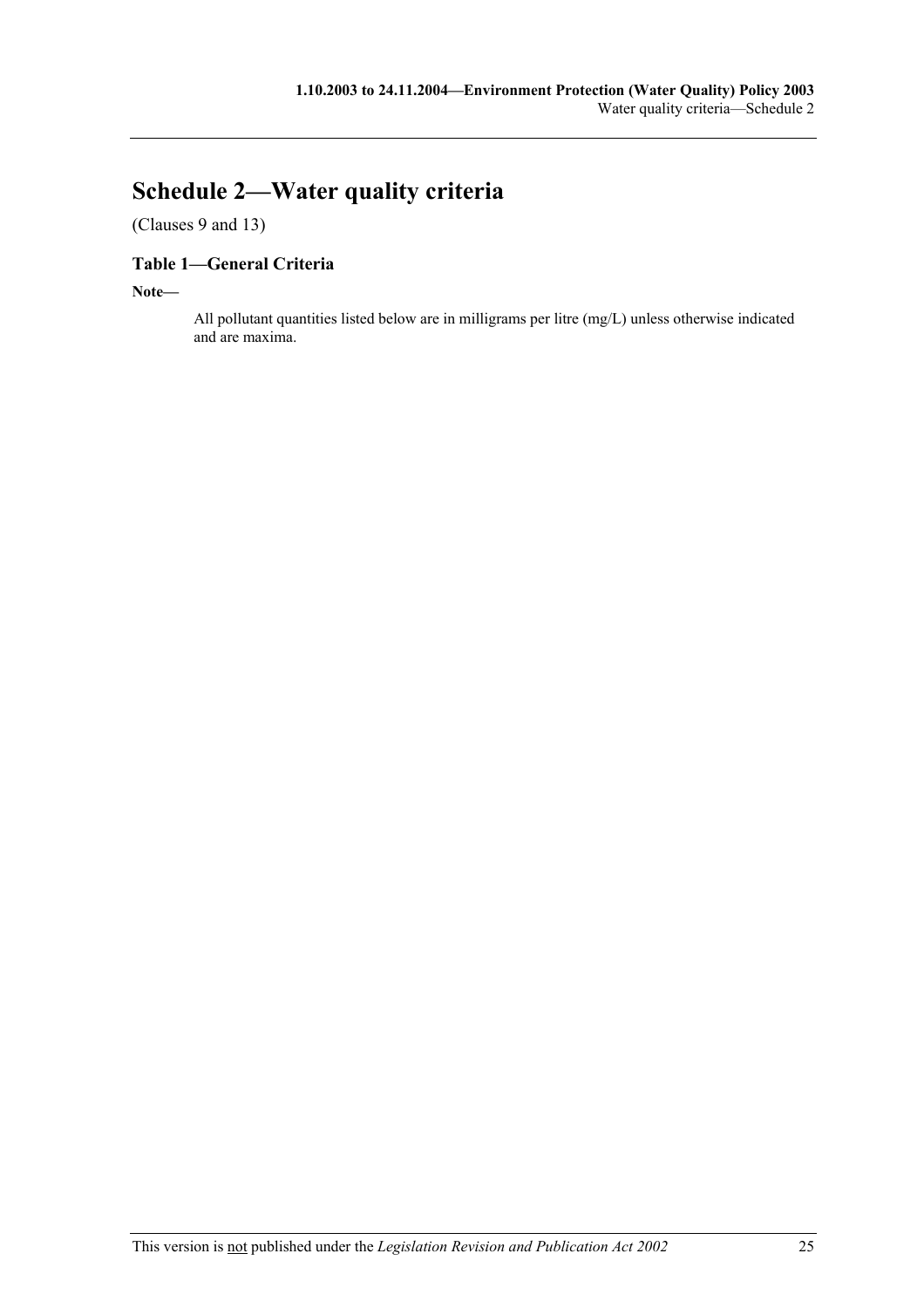# Schedule 2—Water quality criteria

(Clauses 9 and 13)

### Table 1—General Criteria

**Note—**

All pollutant quantities listed below are in milligrams per litre (mg/L) unless otherwise indicated and are maxima.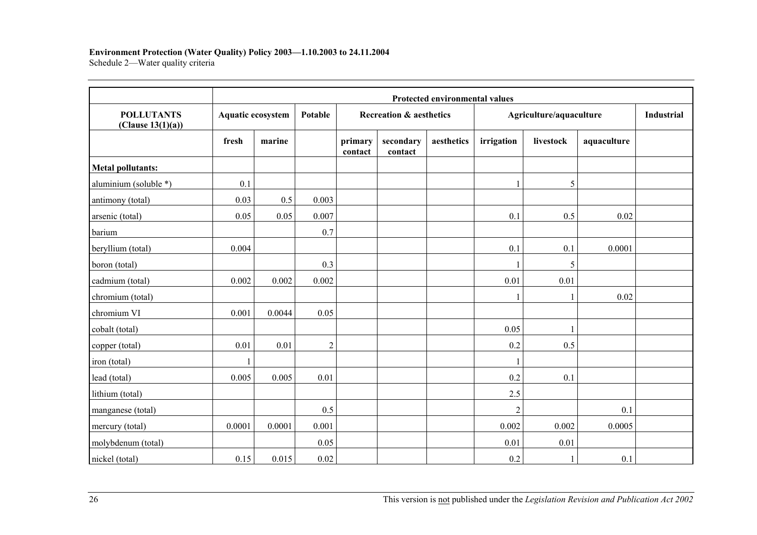**Environment Protection (Water Quality) Policy 2003—1.10.2003 to 24.11.2004**
Schedule 2—Water quality criteria

| | Protected environmental values | | | | | | | | | |
|---|---|---|---|---|---|---|---|---|---|---|
| **POLLUTANTS (Clause 13(1)(a))** | **Aquatic ecosystem** | | **Potable** | **Recreation & aesthetics** | | | **Agriculture/aquaculture** | | | **Industrial** |
| | **fresh** | **marine** | | **primary contact** | **secondary contact** | **aesthetics** | **irrigation** | **livestock** | **aquaculture** | |
| **Metal pollutants:** | | | | | | | | | | |
| aluminium (soluble *) | 0.1 | | | | | | 1 | 5 | | |
| antimony (total) | 0.03 | 0.5 | 0.003 | | | | | | | |
| arsenic (total) | 0.05 | 0.05 | 0.007 | | | | 0.1 | 0.5 | 0.02 | |
| barium | | | 0.7 | | | | | | | |
| beryllium (total) | 0.004 | | | | | | 0.1 | 0.1 | 0.0001 | |
| boron (total) | | | 0.3 | | | | 1 | 5 | | |
| cadmium (total) | 0.002 | 0.002 | 0.002 | | | | 0.01 | 0.01 | | |
| chromium (total) | | | | | | | 1 | 1 | 0.02 | |
| chromium VI | 0.001 | 0.0044 | 0.05 | | | | | | | |
| cobalt (total) | | | | | | | 0.05 | 1 | | |
| copper (total) | 0.01 | 0.01 | 2 | | | | 0.2 | 0.5 | | |
| iron (total) | 1 | | | | | | 1 | | | |
| lead (total) | 0.005 | 0.005 | 0.01 | | | | 0.2 | 0.1 | | |
| lithium (total) | | | | | | | 2.5 | | | |
| manganese (total) | | | 0.5 | | | | 2 | | 0.1 | |
| mercury (total) | 0.0001 | 0.0001 | 0.001 | | | | 0.002 | 0.002 | 0.0005 | |
| molybdenum (total) | | | 0.05 | | | | 0.01 | 0.01 | | |
| nickel (total) | 0.15 | 0.015 | 0.02 | | | | 0.2 | 1 | 0.1 | |

This version is not published under the *Legislation Revision and Publication Act 2002*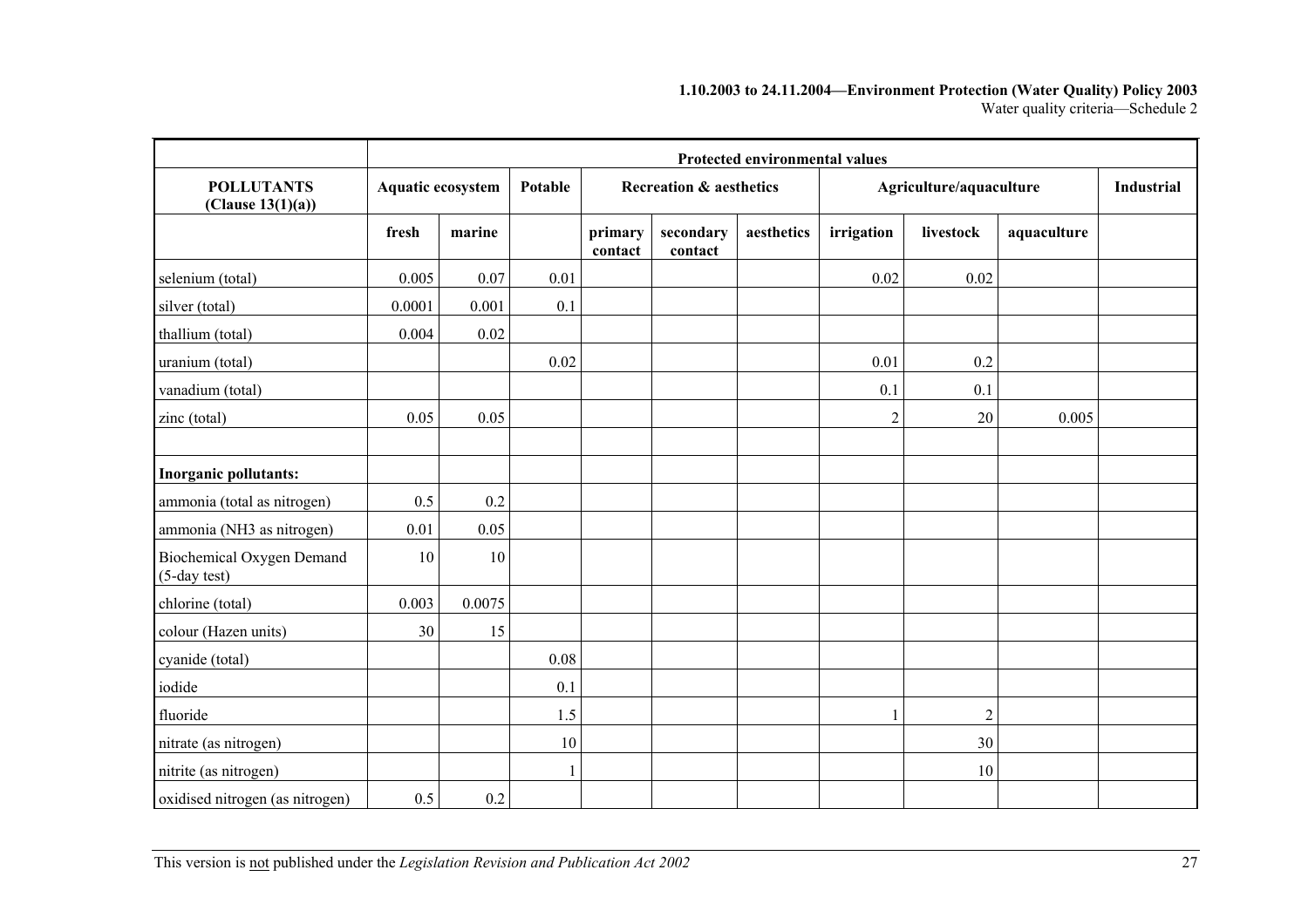| POLLUTANTS (Clause 13(1)(a)) | Protected environmental values | | | | | | | | | |
|---|---|---|---|---|---|---|---|---|---|---|
| | Aquatic ecosystem | | Potable | Recreation & aesthetics | | | Agriculture/aquaculture | | | Industrial |
| | fresh | marine | | primary contact | secondary contact | aesthetics | irrigation | livestock | aquaculture | |
| selenium (total) | 0.005 | 0.07 | 0.01 | | | | 0.02 | 0.02 | | |
| silver (total) | 0.0001 | 0.001 | 0.1 | | | | | | | |
| thallium (total) | 0.004 | 0.02 | | | | | | | | |
| uranium (total) | | | 0.02 | | | | 0.01 | 0.2 | | |
| vanadium (total) | | | | | | | 0.1 | 0.1 | | |
| zinc (total) | 0.05 | 0.05 | | | | | 2 | 20 | 0.005 | |
| | | | | | | | | | | |
| **Inorganic pollutants:** | | | | | | | | | | |
| ammonia (total as nitrogen) | 0.5 | 0.2 | | | | | | | | |
| ammonia (NH3 as nitrogen) | 0.01 | 0.05 | | | | | | | | |
| Biochemical Oxygen Demand (5-day test) | 10 | 10 | | | | | | | | |
| chlorine (total) | 0.003 | 0.0075 | | | | | | | | |
| colour (Hazen units) | 30 | 15 | | | | | | | | |
| cyanide (total) | | | 0.08 | | | | | | | |
| iodide | | | 0.1 | | | | | | | |
| fluoride | | | 1.5 | | | | 1 | 2 | | |
| nitrate (as nitrogen) | | | 10 | | | | | 30 | | |
| nitrite (as nitrogen) | | | 1 | | | | | 10 | | |
| oxidised nitrogen (as nitrogen) | 0.5 | 0.2 | | | | | | | | |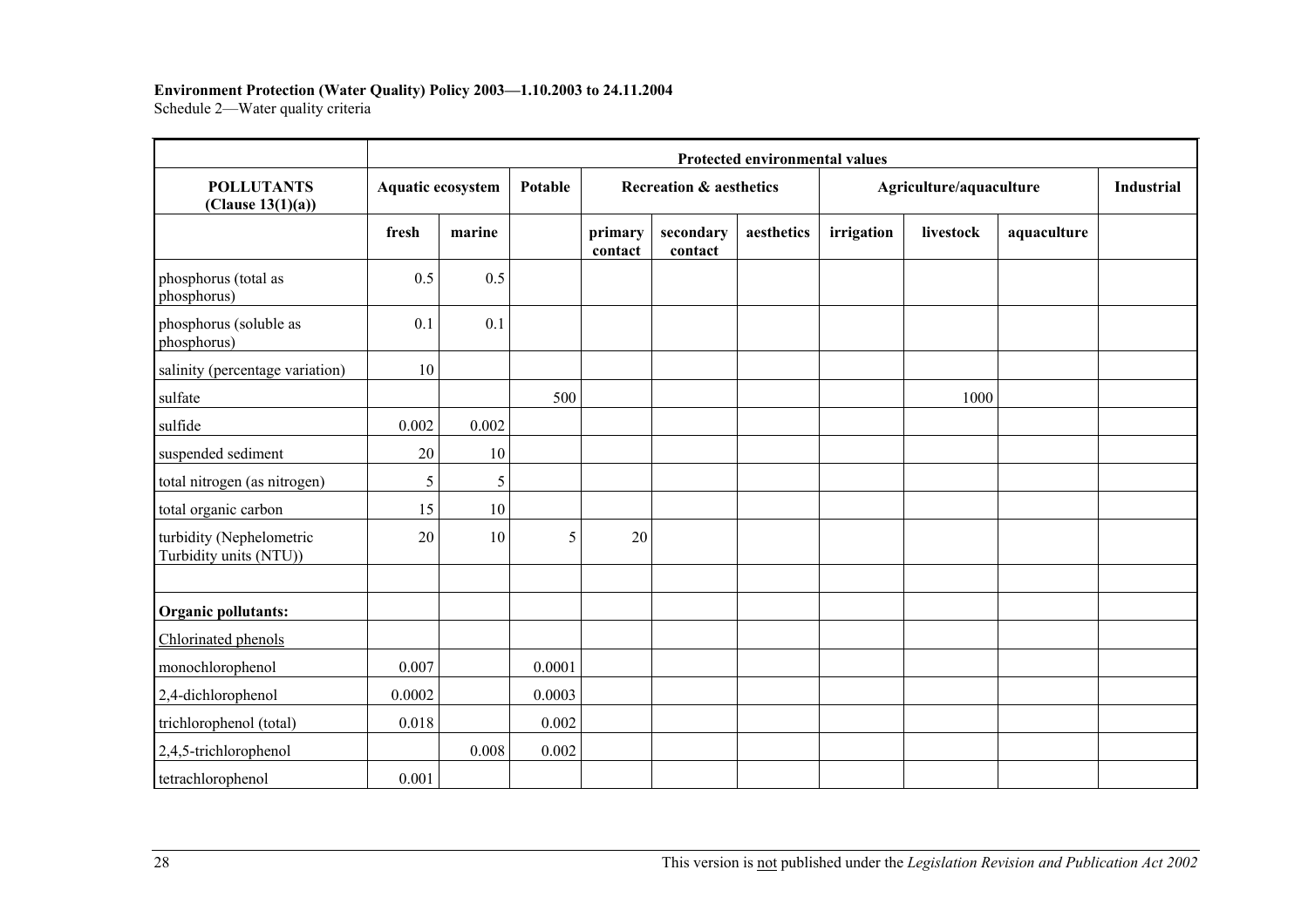**Environment Protection (Water Quality) Policy 2003—1.10.2003 to 24.11.2004**
Schedule 2—Water quality criteria

| | Protected environmental values | | | | | | | | | |
|---|---|---|---|---|---|---|---|---|---|---|
| **POLLUTANTS (Clause 13(1)(a))** | **Aquatic ecosystem** | | **Potable** | **Recreation & aesthetics** | | | **Agriculture/aquaculture** | | | **Industrial** |
| | **fresh** | **marine** | | **primary contact** | **secondary contact** | **aesthetics** | **irrigation** | **livestock** | **aquaculture** | |
| phosphorus (total as phosphorus) | 0.5 | 0.5 | | | | | | | | |
| phosphorus (soluble as phosphorus) | 0.1 | 0.1 | | | | | | | | |
| salinity (percentage variation) | 10 | | | | | | | | | |
| sulfate | | | 500 | | | | | 1000 | | |
| sulfide | 0.002 | 0.002 | | | | | | | | |
| suspended sediment | 20 | 10 | | | | | | | | |
| total nitrogen (as nitrogen) | 5 | 5 | | | | | | | | |
| total organic carbon | 15 | 10 | | | | | | | | |
| turbidity (Nephelometric Turbidity units (NTU)) | 20 | 10 | 5 | 20 | | | | | | |
| | | | | | | | | | | |
| **Organic pollutants:** | | | | | | | | | | |
| Chlorinated phenols | | | | | | | | | | |
| monochlorophenol | 0.007 | | 0.0001 | | | | | | | |
| 2,4-dichlorophenol | 0.0002 | | 0.0003 | | | | | | | |
| trichlorophenol (total) | 0.018 | | 0.002 | | | | | | | |
| 2,4,5-trichlorophenol | | 0.008 | 0.002 | | | | | | | |
| tetrachlorophenol | 0.001 | | | | | | | | | |

This version is not published under the *Legislation Revision and Publication Act 2002*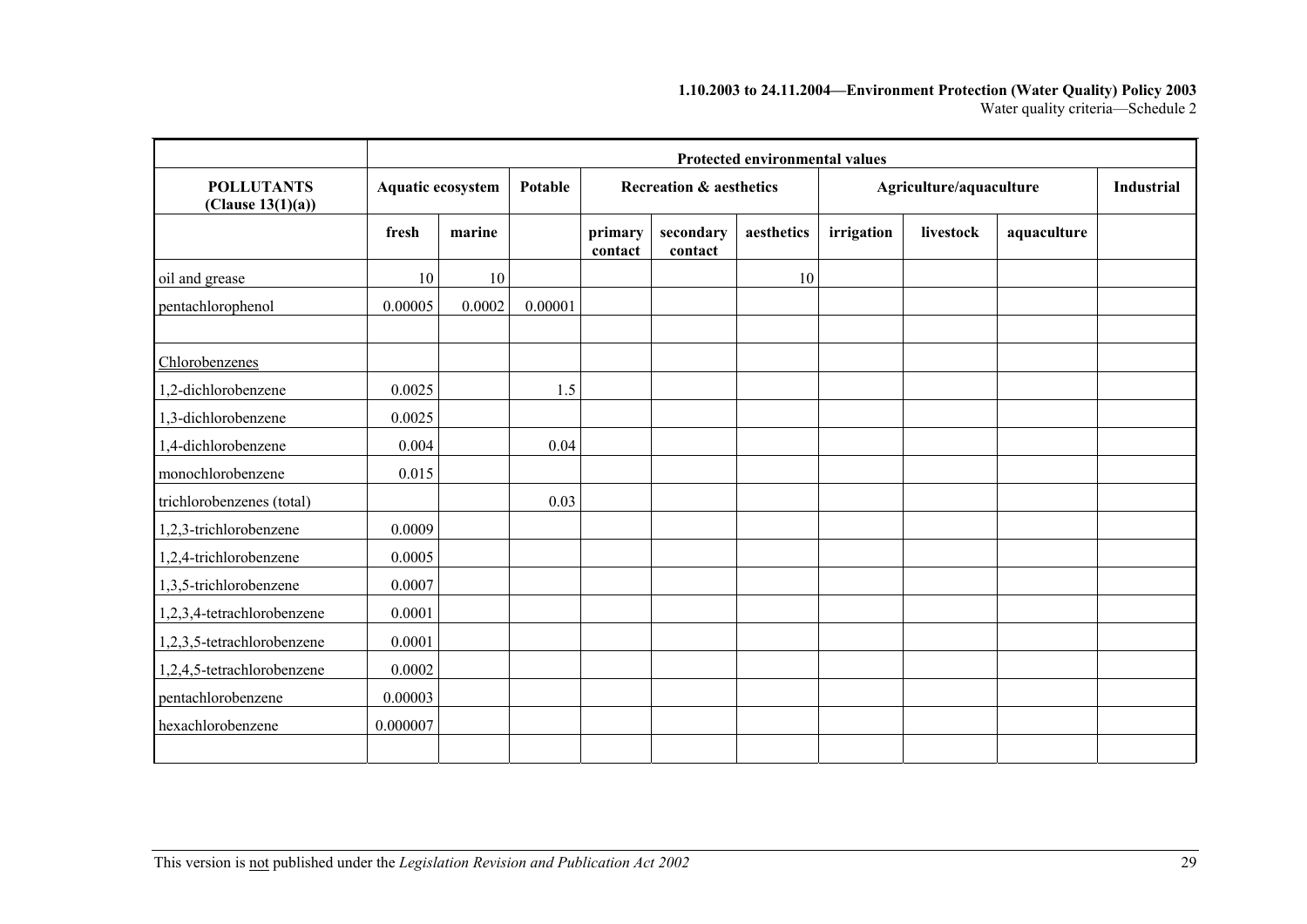| POLLUTANTS (Clause 13(1)(a)) | Protected environmental values | | | | | | | | | |
|---|---|---|---|---|---|---|---|---|---|---|
| | Aquatic ecosystem | | Potable | Recreation & aesthetics | | | Agriculture/aquaculture | | | Industrial |
| | fresh | marine | | primary contact | secondary contact | aesthetics | irrigation | livestock | aquaculture | |
| oil and grease | 10 | 10 | | | | 10 | | | | |
| pentachlorophenol | 0.00005 | 0.0002 | 0.00001 | | | | | | | |
| | | | | | | | | | | |
| Chlorobenzenes | | | | | | | | | | |
| 1,2-dichlorobenzene | 0.0025 | | 1.5 | | | | | | | |
| 1,3-dichlorobenzene | 0.0025 | | | | | | | | | |
| 1,4-dichlorobenzene | 0.004 | | 0.04 | | | | | | | |
| monochlorobenzene | 0.015 | | | | | | | | | |
| trichlorobenzenes (total) | | | 0.03 | | | | | | | |
| 1,2,3-trichlorobenzene | 0.0009 | | | | | | | | | |
| 1,2,4-trichlorobenzene | 0.0005 | | | | | | | | | |
| 1,3,5-trichlorobenzene | 0.0007 | | | | | | | | | |
| 1,2,3,4-tetrachlorobenzene | 0.0001 | | | | | | | | | |
| 1,2,3,5-tetrachlorobenzene | 0.0001 | | | | | | | | | |
| 1,2,4,5-tetrachlorobenzene | 0.0002 | | | | | | | | | |
| pentachlorobenzene | 0.00003 | | | | | | | | | |
| hexachlorobenzene | 0.000007 | | | | | | | | | |
| | | | | | | | | | | |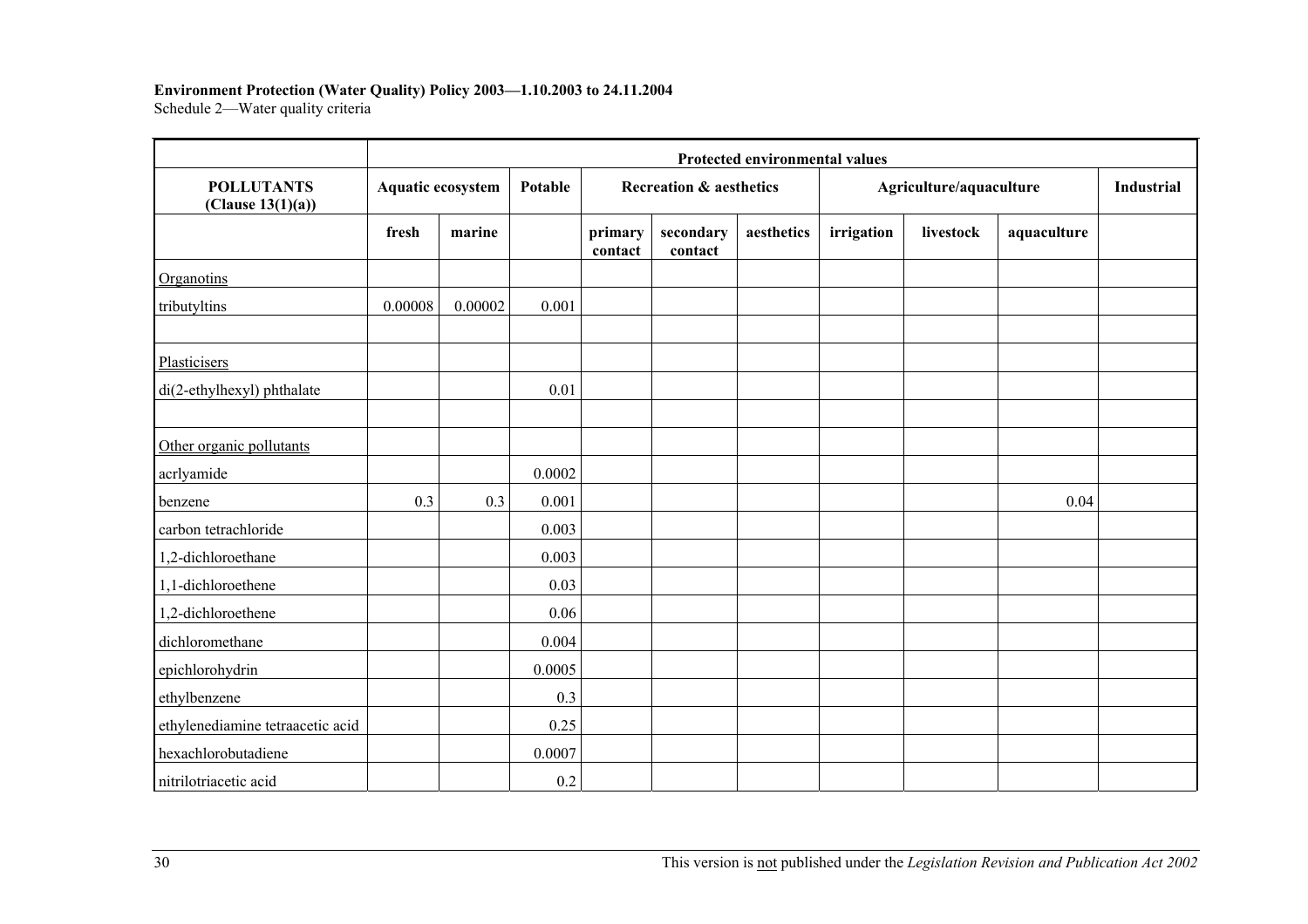| POLLUTANTS (Clause 13(1)(a)) | Protected environmental values | | | | | | | | | |
|---|---|---|---|---|---|---|---|---|---|---|
| | Aquatic ecosystem | | Potable | Recreation & aesthetics | | | Agriculture/aquaculture | | | Industrial |
| | fresh | marine | | primary contact | secondary contact | aesthetics | irrigation | livestock | aquaculture | |
| Organotins | | | | | | | | | | |
| tributyltins | 0.00008 | 0.00002 | 0.001 | | | | | | | |
| | | | | | | | | | | |
| Plasticisers | | | | | | | | | | |
| di(2-ethylhexyl) phthalate | | | 0.01 | | | | | | | |
| | | | | | | | | | | |
| Other organic pollutants | | | | | | | | | | |
| acrlyamide | | | 0.0002 | | | | | | | |
| benzene | 0.3 | 0.3 | 0.001 | | | | | | 0.04 | |
| carbon tetrachloride | | | 0.003 | | | | | | | |
| 1,2-dichloroethane | | | 0.003 | | | | | | | |
| 1,1-dichloroethene | | | 0.03 | | | | | | | |
| 1,2-dichloroethene | | | 0.06 | | | | | | | |
| dichloromethane | | | 0.004 | | | | | | | |
| epichlorohydrin | | | 0.0005 | | | | | | | |
| ethylbenzene | | | 0.3 | | | | | | | |
| ethylenediamine tetraacetic acid | | | 0.25 | | | | | | | |
| hexachlorobutadiene | | | 0.0007 | | | | | | | |
| nitrilotriacetic acid | | | 0.2 | | | | | | | |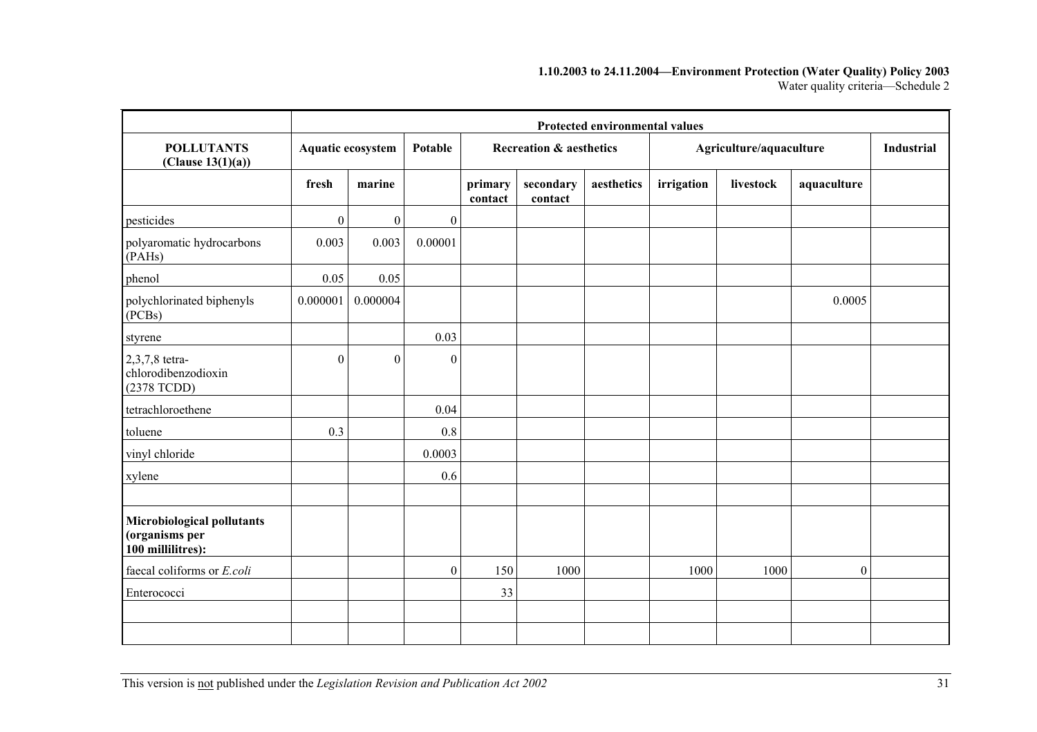| | Protected environmental values | | | | | | | | | |
|---|---|---|---|---|---|---|---|---|---|---|
| **POLLUTANTS (Clause 13(1)(a))** | **Aquatic ecosystem** | | **Potable** | **Recreation & aesthetics** | | | **Agriculture/aquaculture** | | | **Industrial** |
| | **fresh** | **marine** | | **primary contact** | **secondary contact** | **aesthetics** | **irrigation** | **livestock** | **aquaculture** | |
| pesticides | 0 | 0 | 0 | | | | | | | |
| polyaromatic hydrocarbons (PAHs) | 0.003 | 0.003 | 0.00001 | | | | | | | |
| phenol | 0.05 | 0.05 | | | | | | | | |
| polychlorinated biphenyls (PCBs) | 0.000001 | 0.000004 | | | | | | | 0.0005 | |
| styrene | | | 0.03 | | | | | | | |
| 2,3,7,8 tetra-chlorodibenzodioxin (2378 TCDD) | 0 | 0 | 0 | | | | | | | |
| tetrachloroethene | | | 0.04 | | | | | | | |
| toluene | 0.3 | | 0.8 | | | | | | | |
| vinyl chloride | | | 0.0003 | | | | | | | |
| xylene | | | 0.6 | | | | | | | |
| | | | | | | | | | | |
| **Microbiological pollutants (organisms per 100 millilitres):** | | | | | | | | | | |
| faecal coliforms or *E.coli* | | | 0 | 150 | 1000 | | 1000 | 1000 | 0 | |
| Enterococci | | | | 33 | | | | | | |
| | | | | | | | | | | |
| | | | | | | | | | | |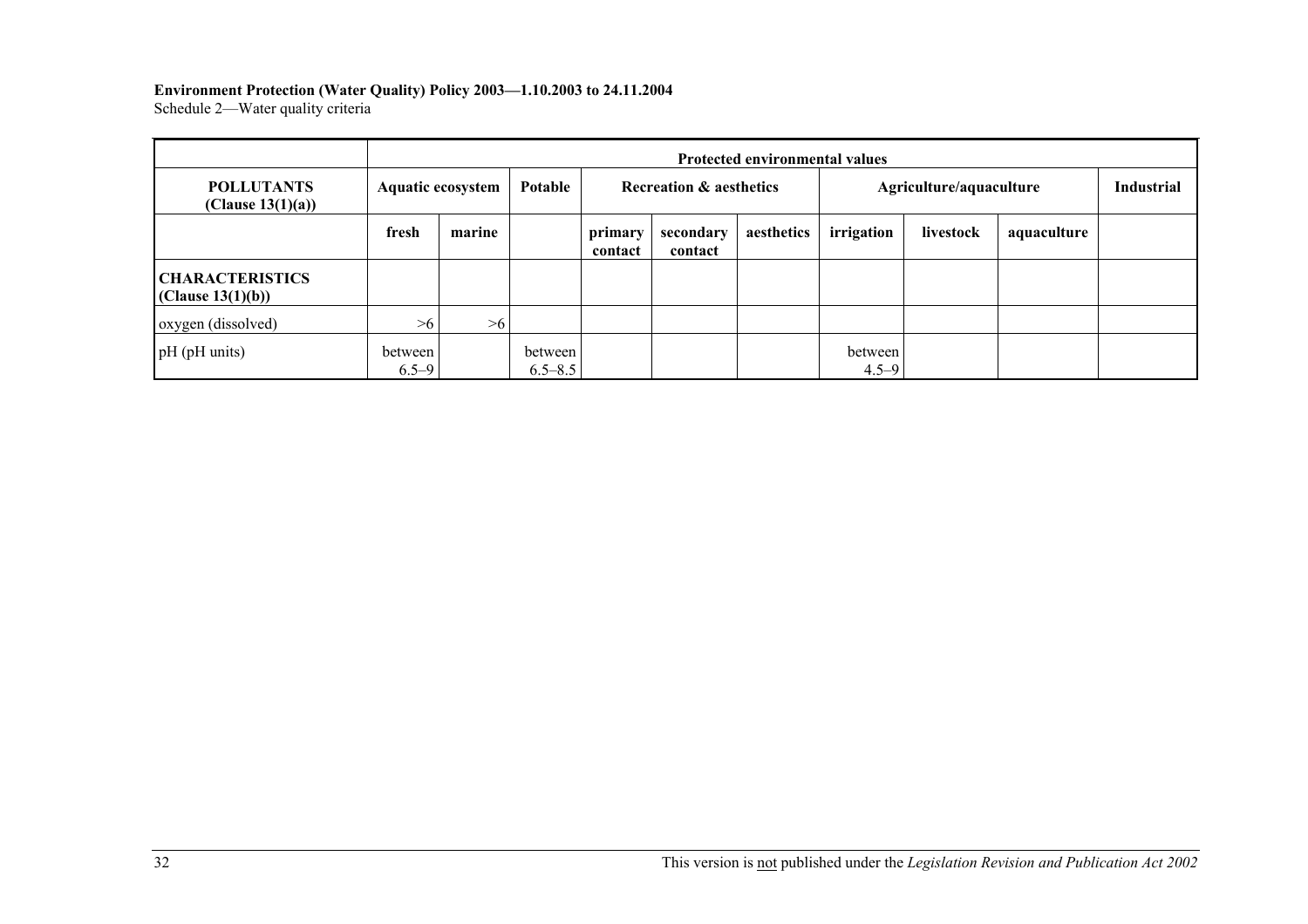**Environment Protection (Water Quality) Policy 2003—1.10.2003 to 24.11.2004**
Schedule 2—Water quality criteria

| | Protected environmental values | | | | | | | | | |
|---|---|---|---|---|---|---|---|---|---|---|
| **POLLUTANTS (Clause 13(1)(a))** | **Aquatic ecosystem** | | **Potable** | **Recreation & aesthetics** | | | **Agriculture/aquaculture** | | | **Industrial** |
| | **fresh** | **marine** | | **primary contact** | **secondary contact** | **aesthetics** | **irrigation** | **livestock** | **aquaculture** | |
| **CHARACTERISTICS (Clause 13(1)(b))** | | | | | | | | | | |
| oxygen (dissolved) | >6 | >6 | | | | | | | | |
| pH (pH units) | between 6.5–9 | | between 6.5–8.5 | | | | between 4.5–9 | | | |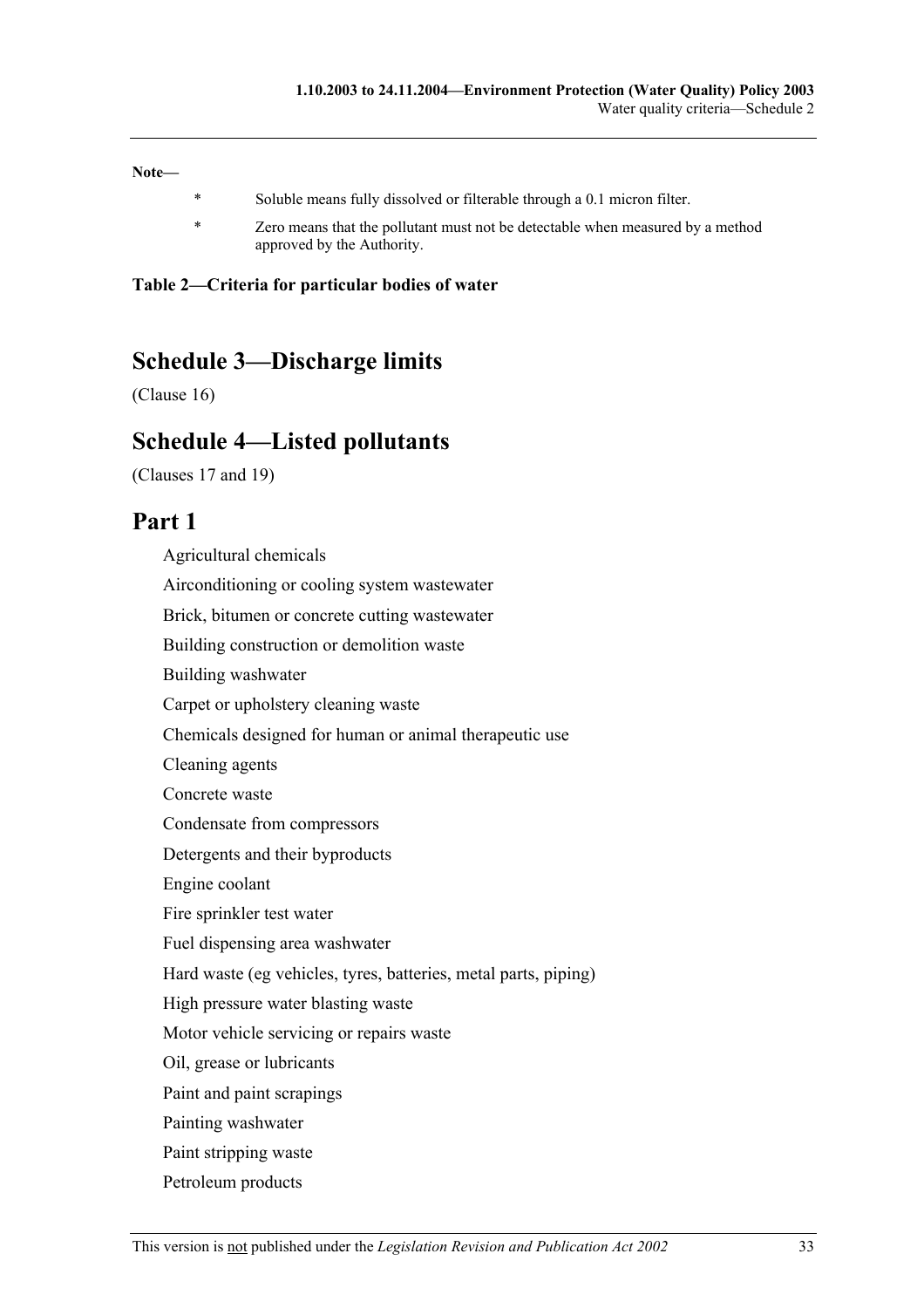**Note—**

- Soluble means fully dissolved or filterable through a 0.1 micron filter.
- Zero means that the pollutant must not be detectable when measured by a method approved by the Authority.

**Table 2—Criteria for particular bodies of water**

# Schedule 3—Discharge limits

(Clause 16)

# Schedule 4—Listed pollutants

(Clauses 17 and 19)

## Part 1

Agricultural chemicals

Airconditioning or cooling system wastewater

Brick, bitumen or concrete cutting wastewater

Building construction or demolition waste

Building washwater

Carpet or upholstery cleaning waste

Chemicals designed for human or animal therapeutic use

Cleaning agents

Concrete waste

Condensate from compressors

Detergents and their byproducts

Engine coolant

Fire sprinkler test water

Fuel dispensing area washwater

Hard waste (eg vehicles, tyres, batteries, metal parts, piping)

High pressure water blasting waste

Motor vehicle servicing or repairs waste

Oil, grease or lubricants

Paint and paint scrapings

Painting washwater

Paint stripping waste

Petroleum products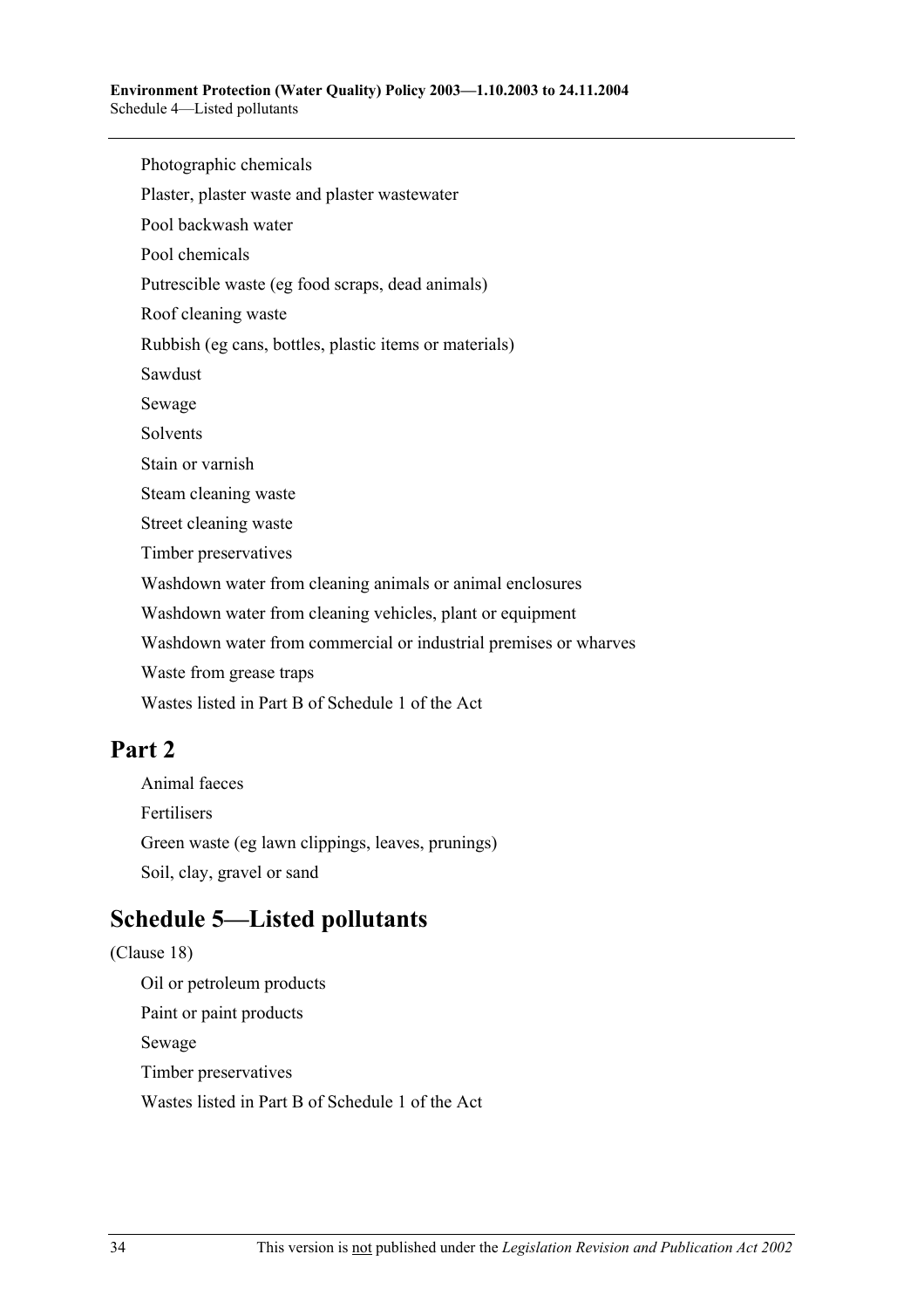Photographic chemicals

Plaster, plaster waste and plaster wastewater

Pool backwash water

Pool chemicals

Putrescible waste (eg food scraps, dead animals)

Roof cleaning waste

Rubbish (eg cans, bottles, plastic items or materials)

Sawdust

Sewage

Solvents

Stain or varnish

Steam cleaning waste

Street cleaning waste

Timber preservatives

Washdown water from cleaning animals or animal enclosures

Washdown water from cleaning vehicles, plant or equipment

Washdown water from commercial or industrial premises or wharves

Waste from grease traps

Wastes listed in Part B of Schedule 1 of the Act

## Part 2

Animal faeces

Fertilisers

Green waste (eg lawn clippings, leaves, prunings)

Soil, clay, gravel or sand

# Schedule 5—Listed pollutants

(Clause 18)

Oil or petroleum products

Paint or paint products

Sewage

Timber preservatives

Wastes listed in Part B of Schedule 1 of the Act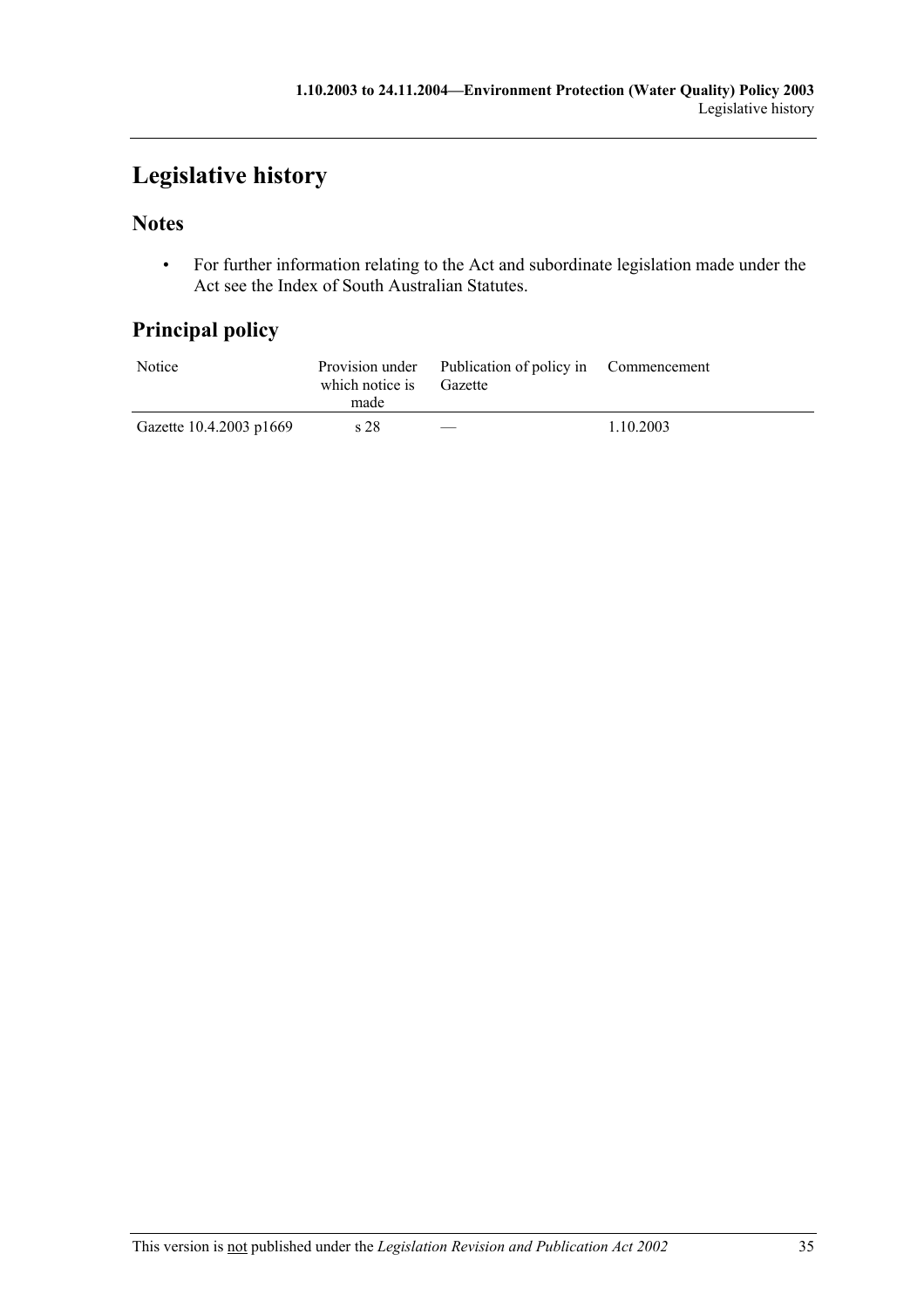# Legislative history

## Notes

- For further information relating to the Act and subordinate legislation made under the Act see the Index of South Australian Statutes.

## Principal policy

| Notice | Provision under which notice is made | Publication of policy in Gazette | Commencement |
|---|---|---|---|
| Gazette 10.4.2003 p1669 | s 28 | — | 1.10.2003 |